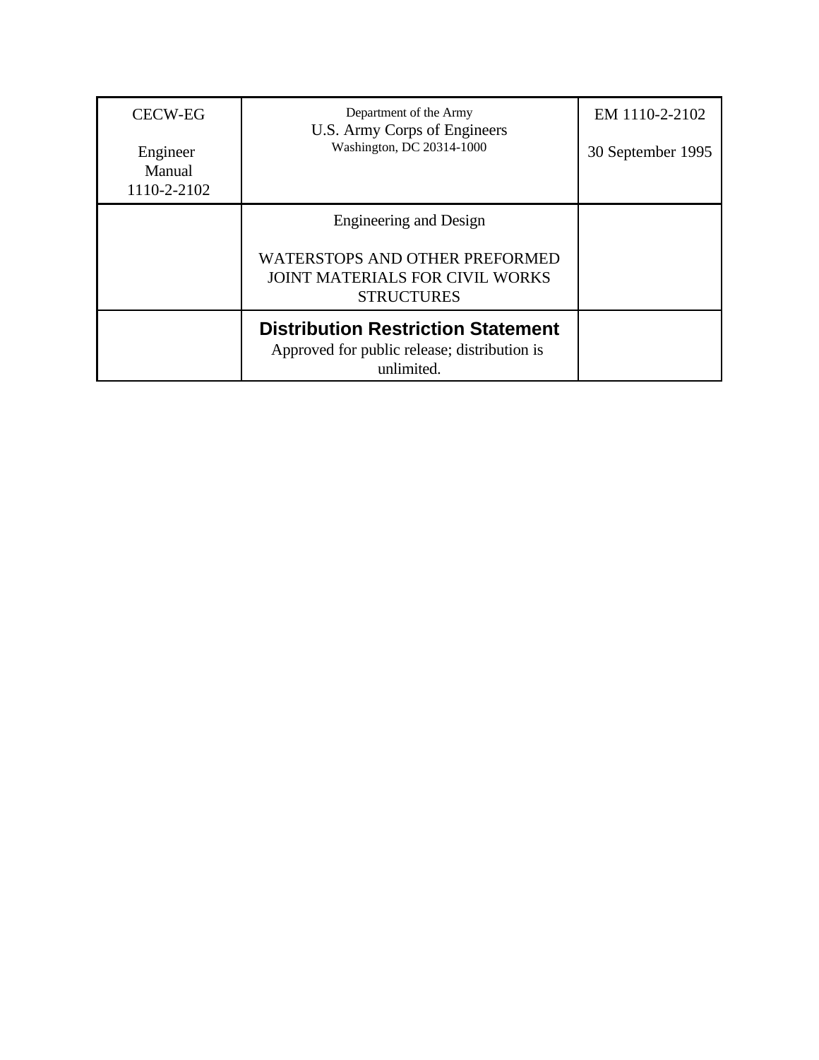| CECW-EG<br><br>Engineer Manual 1110-2-2102 | Department of the Army<br>U.S. Army Corps of Engineers<br>Washington, DC 20314-1000 | EM 1110-2-2102<br><br>30 September 1995 |
|---|---|---|
| | Engineering and Design<br><br>WATERSTOPS AND OTHER PREFORMED JOINT MATERIALS FOR CIVIL WORKS STRUCTURES | |
| | **Distribution Restriction Statement**<br>Approved for public release; distribution is unlimited. | |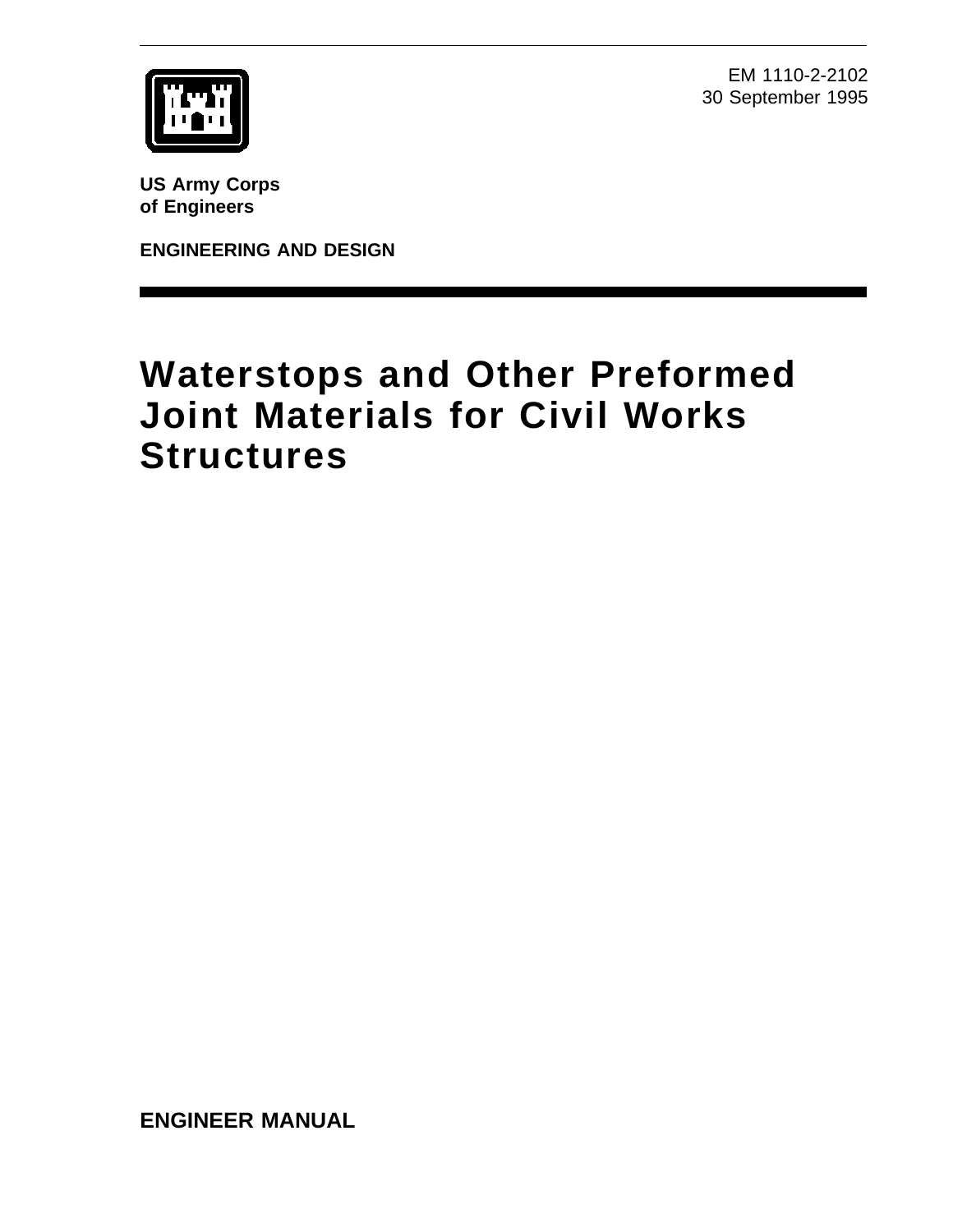EM 1110-2-2102
30 September 1995

**US Army Corps of Engineers**

**ENGINEERING AND DESIGN**

# Waterstops and Other Preformed Joint Materials for Civil Works Structures

**ENGINEER MANUAL**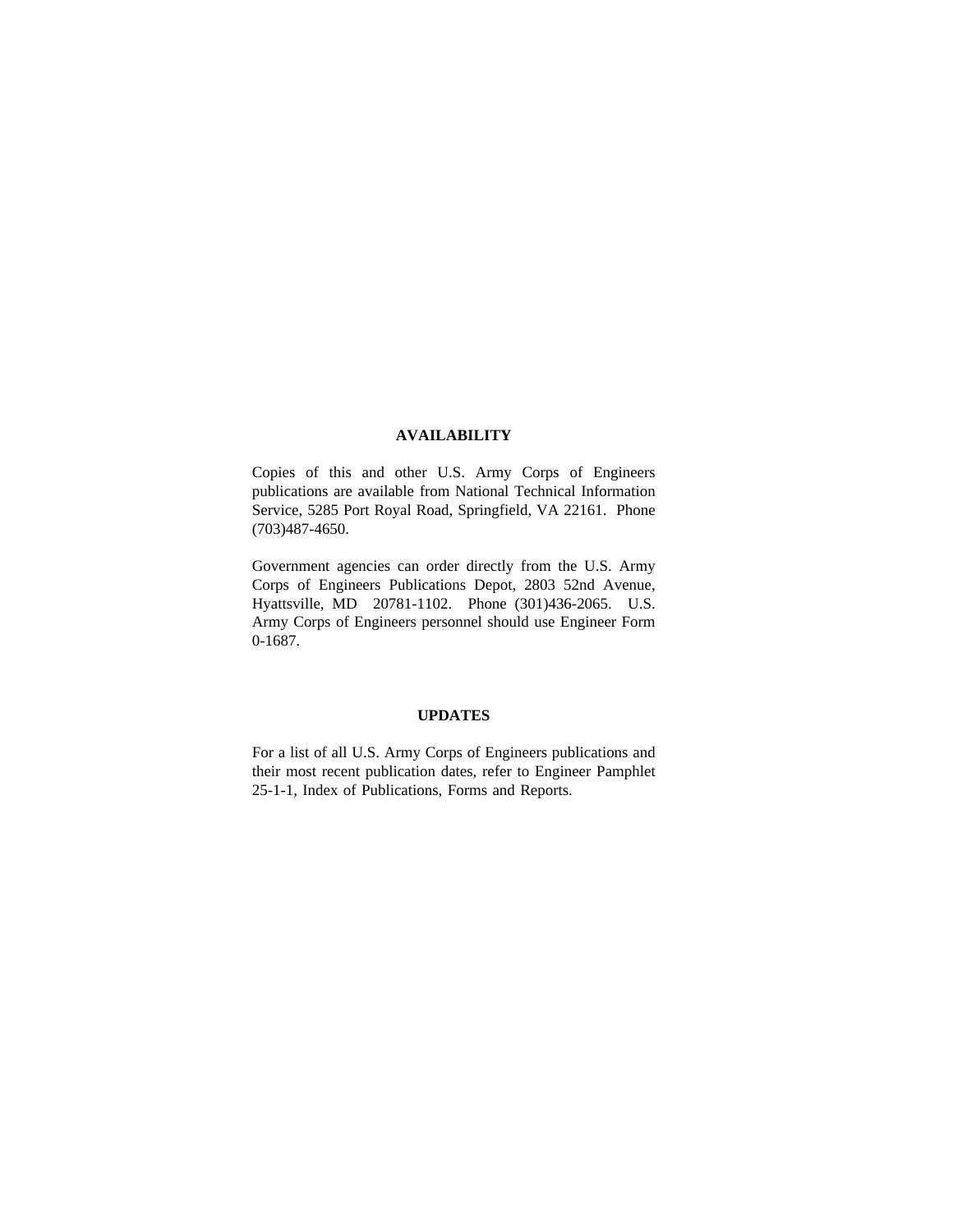## AVAILABILITY

Copies of this and other U.S. Army Corps of Engineers publications are available from National Technical Information Service, 5285 Port Royal Road, Springfield, VA 22161. Phone (703)487-4650.

Government agencies can order directly from the U.S. Army Corps of Engineers Publications Depot, 2803 52nd Avenue, Hyattsville, MD 20781-1102. Phone (301)436-2065. U.S. Army Corps of Engineers personnel should use Engineer Form 0-1687.

## UPDATES

For a list of all U.S. Army Corps of Engineers publications and their most recent publication dates, refer to Engineer Pamphlet 25-1-1, Index of Publications, Forms and Reports.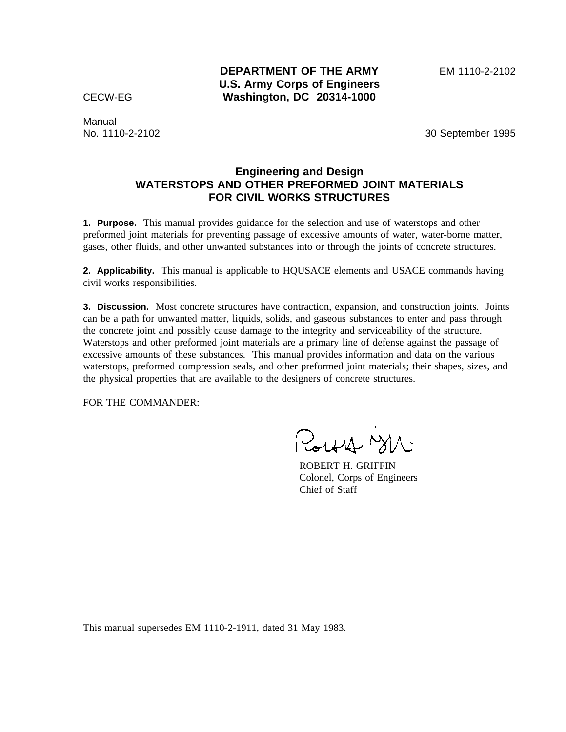**DEPARTMENT OF THE ARMY**
**U.S. Army Corps of Engineers**
**Washington, DC 20314-1000**

EM 1110-2-2102

CECW-EG

Manual
No. 1110-2-2102

30 September 1995

# Engineering and Design
# WATERSTOPS AND OTHER PREFORMED JOINT MATERIALS FOR CIVIL WORKS STRUCTURES

**1. Purpose.** This manual provides guidance for the selection and use of waterstops and other preformed joint materials for preventing passage of excessive amounts of water, water-borne matter, gases, other fluids, and other unwanted substances into or through the joints of concrete structures.

**2. Applicability.** This manual is applicable to HQUSACE elements and USACE commands having civil works responsibilities.

**3. Discussion.** Most concrete structures have contraction, expansion, and construction joints. Joints can be a path for unwanted matter, liquids, solids, and gaseous substances to enter and pass through the concrete joint and possibly cause damage to the integrity and serviceability of the structure. Waterstops and other preformed joint materials are a primary line of defense against the passage of excessive amounts of these substances. This manual provides information and data on the various waterstops, preformed compression seals, and other preformed joint materials; their shapes, sizes, and the physical properties that are available to the designers of concrete structures.

FOR THE COMMANDER:

ROBERT H. GRIFFIN
Colonel, Corps of Engineers
Chief of Staff

---

This manual supersedes EM 1110-2-1911, dated 31 May 1983.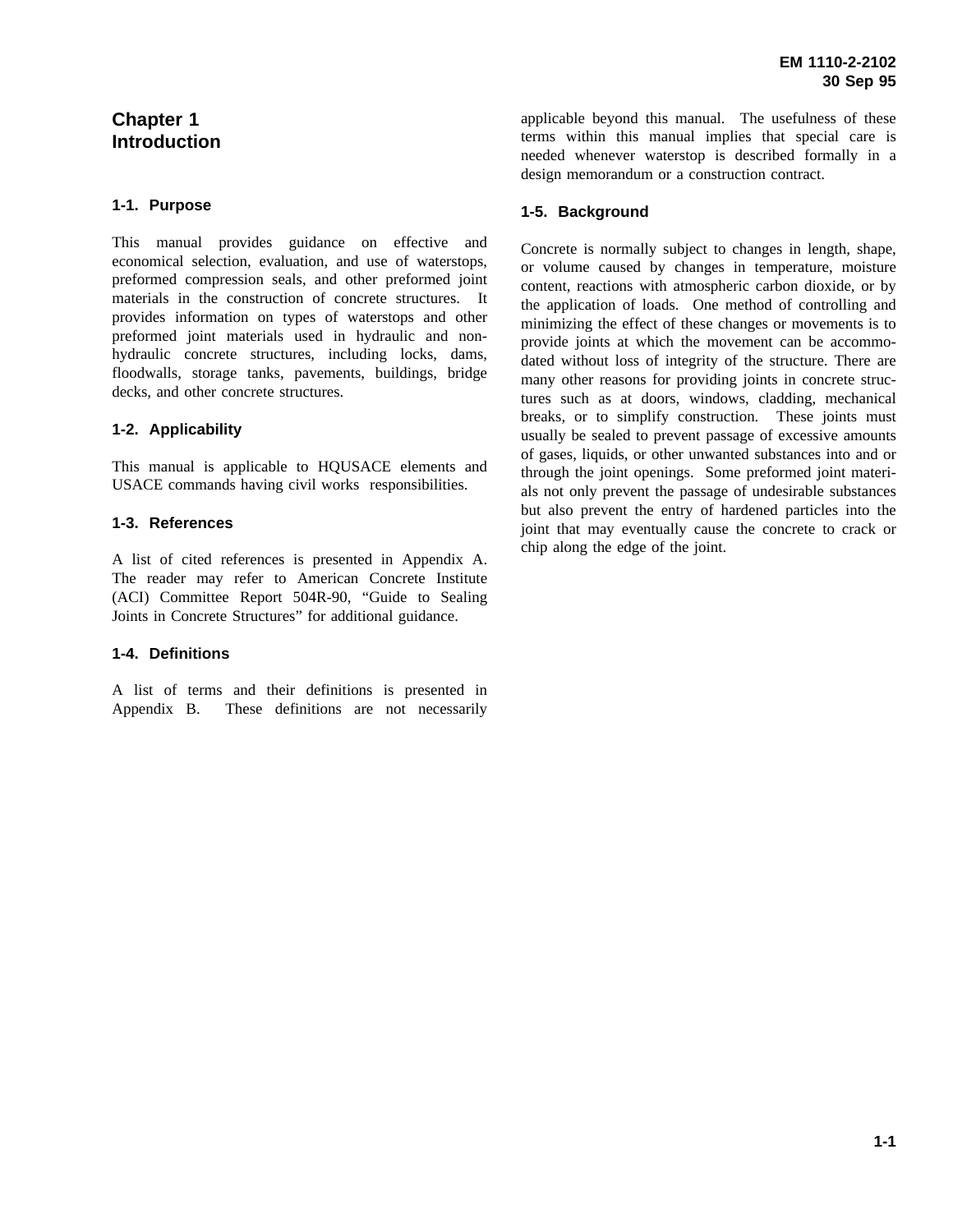# Chapter 1
# Introduction

### 1-1. Purpose

This manual provides guidance on effective and economical selection, evaluation, and use of waterstops, preformed compression seals, and other preformed joint materials in the construction of concrete structures. It provides information on types of waterstops and other preformed joint materials used in hydraulic and non-hydraulic concrete structures, including locks, dams, floodwalls, storage tanks, pavements, buildings, bridge decks, and other concrete structures.

### 1-2. Applicability

This manual is applicable to HQUSACE elements and USACE commands having civil works responsibilities.

### 1-3. References

A list of cited references is presented in Appendix A. The reader may refer to American Concrete Institute (ACI) Committee Report 504R-90, "Guide to Sealing Joints in Concrete Structures" for additional guidance.

### 1-4. Definitions

A list of terms and their definitions is presented in Appendix B. These definitions are not necessarily applicable beyond this manual. The usefulness of these terms within this manual implies that special care is needed whenever waterstop is described formally in a design memorandum or a construction contract.

### 1-5. Background

Concrete is normally subject to changes in length, shape, or volume caused by changes in temperature, moisture content, reactions with atmospheric carbon dioxide, or by the application of loads. One method of controlling and minimizing the effect of these changes or movements is to provide joints at which the movement can be accommodated without loss of integrity of the structure. There are many other reasons for providing joints in concrete structures such as at doors, windows, cladding, mechanical breaks, or to simplify construction. These joints must usually be sealed to prevent passage of excessive amounts of gases, liquids, or other unwanted substances into and or through the joint openings. Some preformed joint materials not only prevent the passage of undesirable substances but also prevent the entry of hardened particles into the joint that may eventually cause the concrete to crack or chip along the edge of the joint.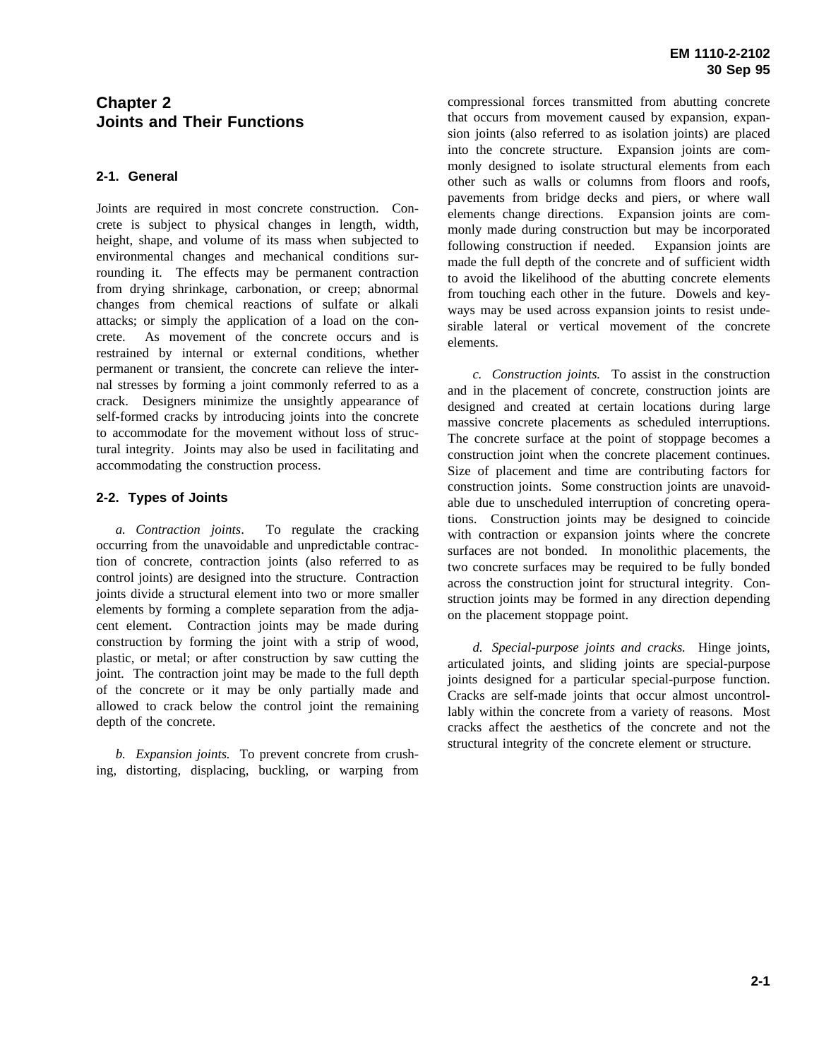# Chapter 2
# Joints and Their Functions

## 2-1. General

Joints are required in most concrete construction. Concrete is subject to physical changes in length, width, height, shape, and volume of its mass when subjected to environmental changes and mechanical conditions surrounding it. The effects may be permanent contraction from drying shrinkage, carbonation, or creep; abnormal changes from chemical reactions of sulfate or alkali attacks; or simply the application of a load on the concrete. As movement of the concrete occurs and is restrained by internal or external conditions, whether permanent or transient, the concrete can relieve the internal stresses by forming a joint commonly referred to as a crack. Designers minimize the unsightly appearance of self-formed cracks by introducing joints into the concrete to accommodate for the movement without loss of structural integrity. Joints may also be used in facilitating and accommodating the construction process.

## 2-2. Types of Joints

*a. Contraction joints*. To regulate the cracking occurring from the unavoidable and unpredictable contraction of concrete, contraction joints (also referred to as control joints) are designed into the structure. Contraction joints divide a structural element into two or more smaller elements by forming a complete separation from the adjacent element. Contraction joints may be made during construction by forming the joint with a strip of wood, plastic, or metal; or after construction by saw cutting the joint. The contraction joint may be made to the full depth of the concrete or it may be only partially made and allowed to crack below the control joint the remaining depth of the concrete.

*b. Expansion joints.* To prevent concrete from crushing, distorting, displacing, buckling, or warping from compressional forces transmitted from abutting concrete that occurs from movement caused by expansion, expansion joints (also referred to as isolation joints) are placed into the concrete structure. Expansion joints are commonly designed to isolate structural elements from each other such as walls or columns from floors and roofs, pavements from bridge decks and piers, or where wall elements change directions. Expansion joints are commonly made during construction but may be incorporated following construction if needed. Expansion joints are made the full depth of the concrete and of sufficient width to avoid the likelihood of the abutting concrete elements from touching each other in the future. Dowels and keyways may be used across expansion joints to resist undesirable lateral or vertical movement of the concrete elements.

*c. Construction joints.* To assist in the construction and in the placement of concrete, construction joints are designed and created at certain locations during large massive concrete placements as scheduled interruptions. The concrete surface at the point of stoppage becomes a construction joint when the concrete placement continues. Size of placement and time are contributing factors for construction joints. Some construction joints are unavoidable due to unscheduled interruption of concreting operations. Construction joints may be designed to coincide with contraction or expansion joints where the concrete surfaces are not bonded. In monolithic placements, the two concrete surfaces may be required to be fully bonded across the construction joint for structural integrity. Construction joints may be formed in any direction depending on the placement stoppage point.

*d. Special-purpose joints and cracks.* Hinge joints, articulated joints, and sliding joints are special-purpose joints designed for a particular special-purpose function. Cracks are self-made joints that occur almost uncontrollably within the concrete from a variety of reasons. Most cracks affect the aesthetics of the concrete and not the structural integrity of the concrete element or structure.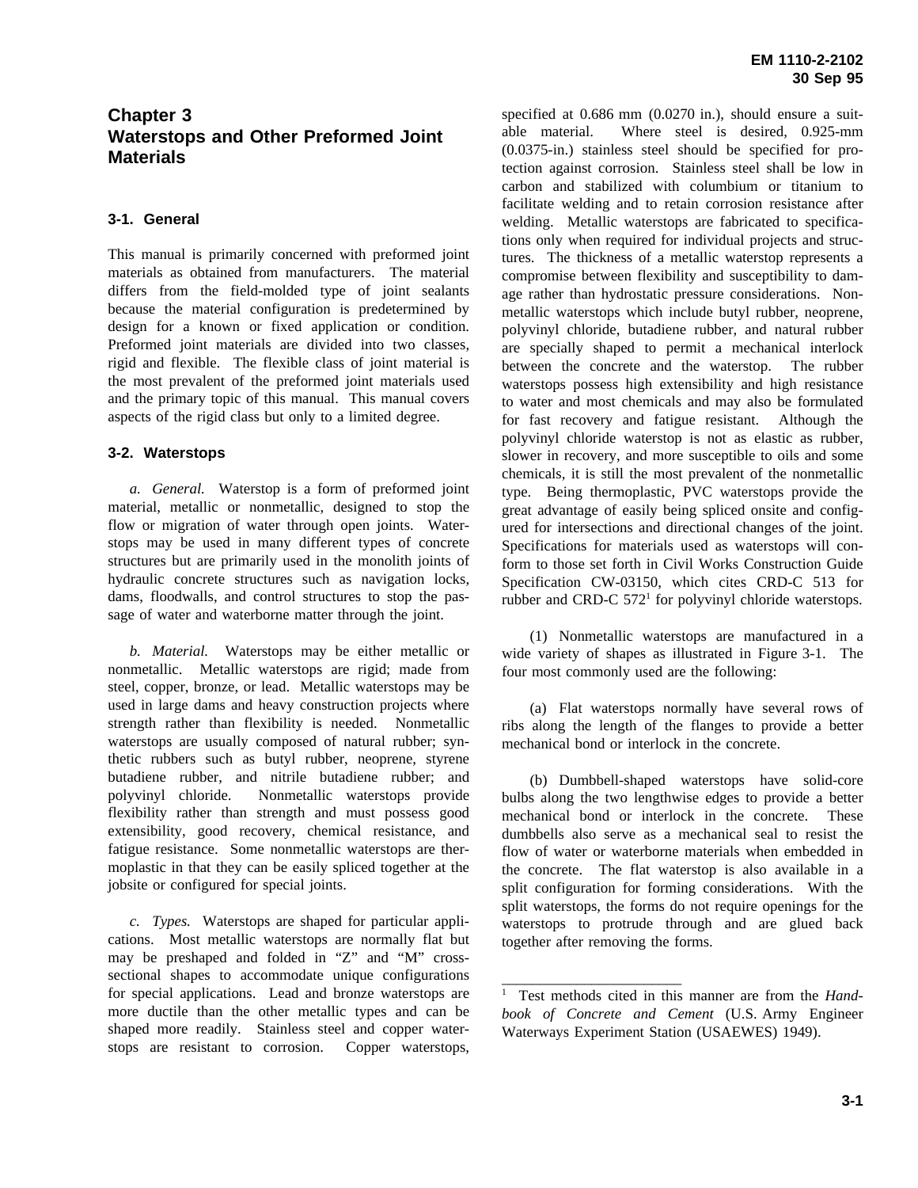# Chapter 3 Waterstops and Other Preformed Joint Materials

## 3-1. General

This manual is primarily concerned with preformed joint materials as obtained from manufacturers. The material differs from the field-molded type of joint sealants because the material configuration is predetermined by design for a known or fixed application or condition. Preformed joint materials are divided into two classes, rigid and flexible. The flexible class of joint material is the most prevalent of the preformed joint materials used and the primary topic of this manual. This manual covers aspects of the rigid class but only to a limited degree.

## 3-2. Waterstops

*a. General.* Waterstop is a form of preformed joint material, metallic or nonmetallic, designed to stop the flow or migration of water through open joints. Waterstops may be used in many different types of concrete structures but are primarily used in the monolith joints of hydraulic concrete structures such as navigation locks, dams, floodwalls, and control structures to stop the passage of water and waterborne matter through the joint.

*b. Material.* Waterstops may be either metallic or nonmetallic. Metallic waterstops are rigid; made from steel, copper, bronze, or lead. Metallic waterstops may be used in large dams and heavy construction projects where strength rather than flexibility is needed. Nonmetallic waterstops are usually composed of natural rubber; synthetic rubbers such as butyl rubber, neoprene, styrene butadiene rubber, and nitrile butadiene rubber; and polyvinyl chloride. Nonmetallic waterstops provide flexibility rather than strength and must possess good extensibility, good recovery, chemical resistance, and fatigue resistance. Some nonmetallic waterstops are thermoplastic in that they can be easily spliced together at the jobsite or configured for special joints.

*c. Types.* Waterstops are shaped for particular applications. Most metallic waterstops are normally flat but may be preshaped and folded in "Z" and "M" cross-sectional shapes to accommodate unique configurations for special applications. Lead and bronze waterstops are more ductile than the other metallic types and can be shaped more readily. Stainless steel and copper waterstops are resistant to corrosion. Copper waterstops, specified at 0.686 mm (0.0270 in.), should ensure a suitable material. Where steel is desired, 0.925-mm (0.0375-in.) stainless steel should be specified for protection against corrosion. Stainless steel shall be low in carbon and stabilized with columbium or titanium to facilitate welding and to retain corrosion resistance after welding. Metallic waterstops are fabricated to specifications only when required for individual projects and structures. The thickness of a metallic waterstop represents a compromise between flexibility and susceptibility to damage rather than hydrostatic pressure considerations. Nonmetallic waterstops which include butyl rubber, neoprene, polyvinyl chloride, butadiene rubber, and natural rubber are specially shaped to permit a mechanical interlock between the concrete and the waterstop. The rubber waterstops possess high extensibility and high resistance to water and most chemicals and may also be formulated for fast recovery and fatigue resistant. Although the polyvinyl chloride waterstop is not as elastic as rubber, slower in recovery, and more susceptible to oils and some chemicals, it is still the most prevalent of the nonmetallic type. Being thermoplastic, PVC waterstops provide the great advantage of easily being spliced onsite and configured for intersections and directional changes of the joint. Specifications for materials used as waterstops will conform to those set forth in Civil Works Construction Guide Specification CW-03150, which cites CRD-C 513 for rubber and CRD-C 572[1] for polyvinyl chloride waterstops.

(1) Nonmetallic waterstops are manufactured in a wide variety of shapes as illustrated in Figure 3-1. The four most commonly used are the following:

(a) Flat waterstops normally have several rows of ribs along the length of the flanges to provide a better mechanical bond or interlock in the concrete.

(b) Dumbbell-shaped waterstops have solid-core bulbs along the two lengthwise edges to provide a better mechanical bond or interlock in the concrete. These dumbbells also serve as a mechanical seal to resist the flow of water or waterborne materials when embedded in the concrete. The flat waterstop is also available in a split configuration for forming considerations. With the split waterstops, the forms do not require openings for the waterstops to protrude through and are glued back together after removing the forms.

---

[1] Test methods cited in this manner are from the *Handbook of Concrete and Cement* (U.S. Army Engineer Waterways Experiment Station (USAEWES) 1949).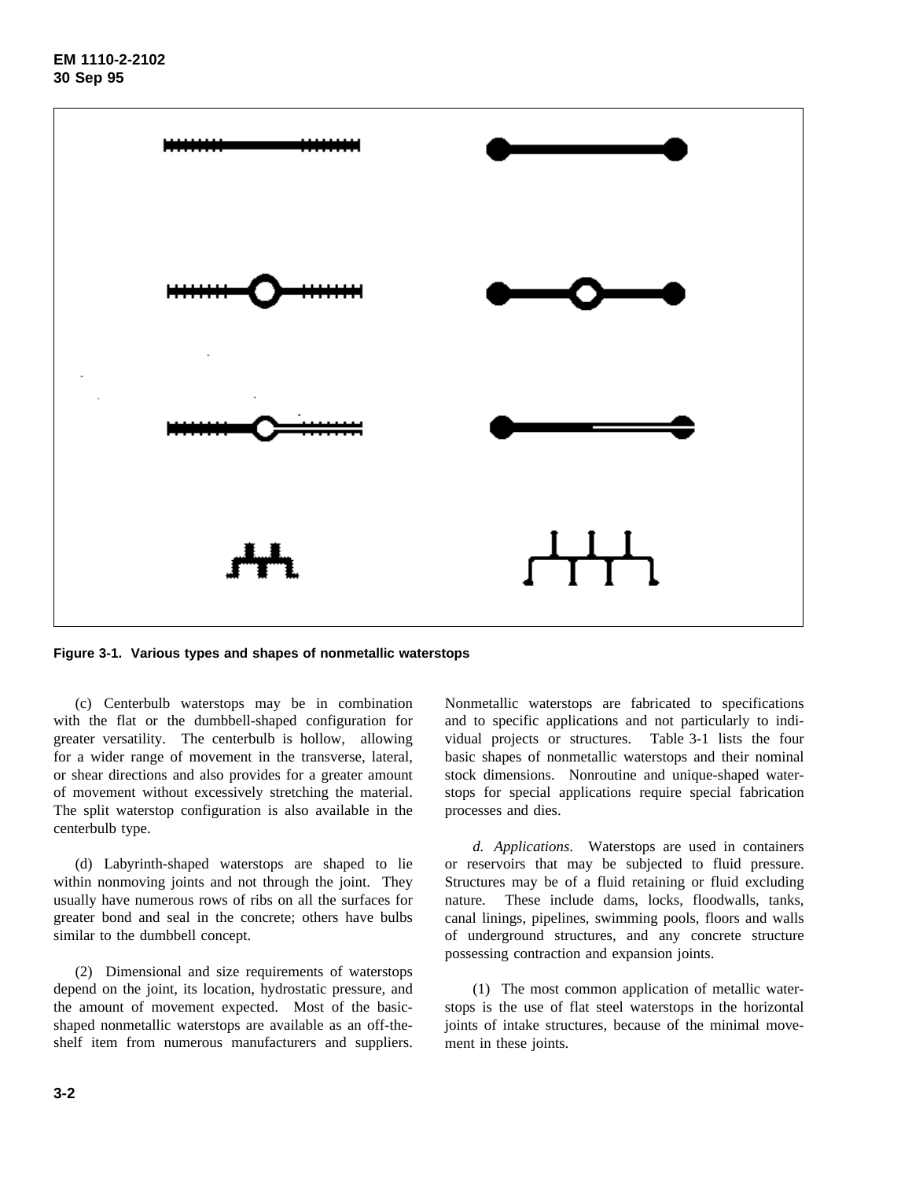Figure 3-1. Various types and shapes of nonmetallic waterstops

(c) Centerbulb waterstops may be in combination with the flat or the dumbbell-shaped configuration for greater versatility. The centerbulb is hollow, allowing for a wider range of movement in the transverse, lateral, or shear directions and also provides for a greater amount of movement without excessively stretching the material. The split waterstop configuration is also available in the centerbulb type.

(d) Labyrinth-shaped waterstops are shaped to lie within nonmoving joints and not through the joint. They usually have numerous rows of ribs on all the surfaces for greater bond and seal in the concrete; others have bulbs similar to the dumbbell concept.

(2) Dimensional and size requirements of waterstops depend on the joint, its location, hydrostatic pressure, and the amount of movement expected. Most of the basic-shaped nonmetallic waterstops are available as an off-the-shelf item from numerous manufacturers and suppliers. Nonmetallic waterstops are fabricated to specifications and to specific applications and not particularly to individual projects or structures. Table 3-1 lists the four basic shapes of nonmetallic waterstops and their nominal stock dimensions. Nonroutine and unique-shaped waterstops for special applications require special fabrication processes and dies.

*d. Applications*. Waterstops are used in containers or reservoirs that may be subjected to fluid pressure. Structures may be of a fluid retaining or fluid excluding nature. These include dams, locks, floodwalls, tanks, canal linings, pipelines, swimming pools, floors and walls of underground structures, and any concrete structure possessing contraction and expansion joints.

(1) The most common application of metallic waterstops is the use of flat steel waterstops in the horizontal joints of intake structures, because of the minimal movement in these joints.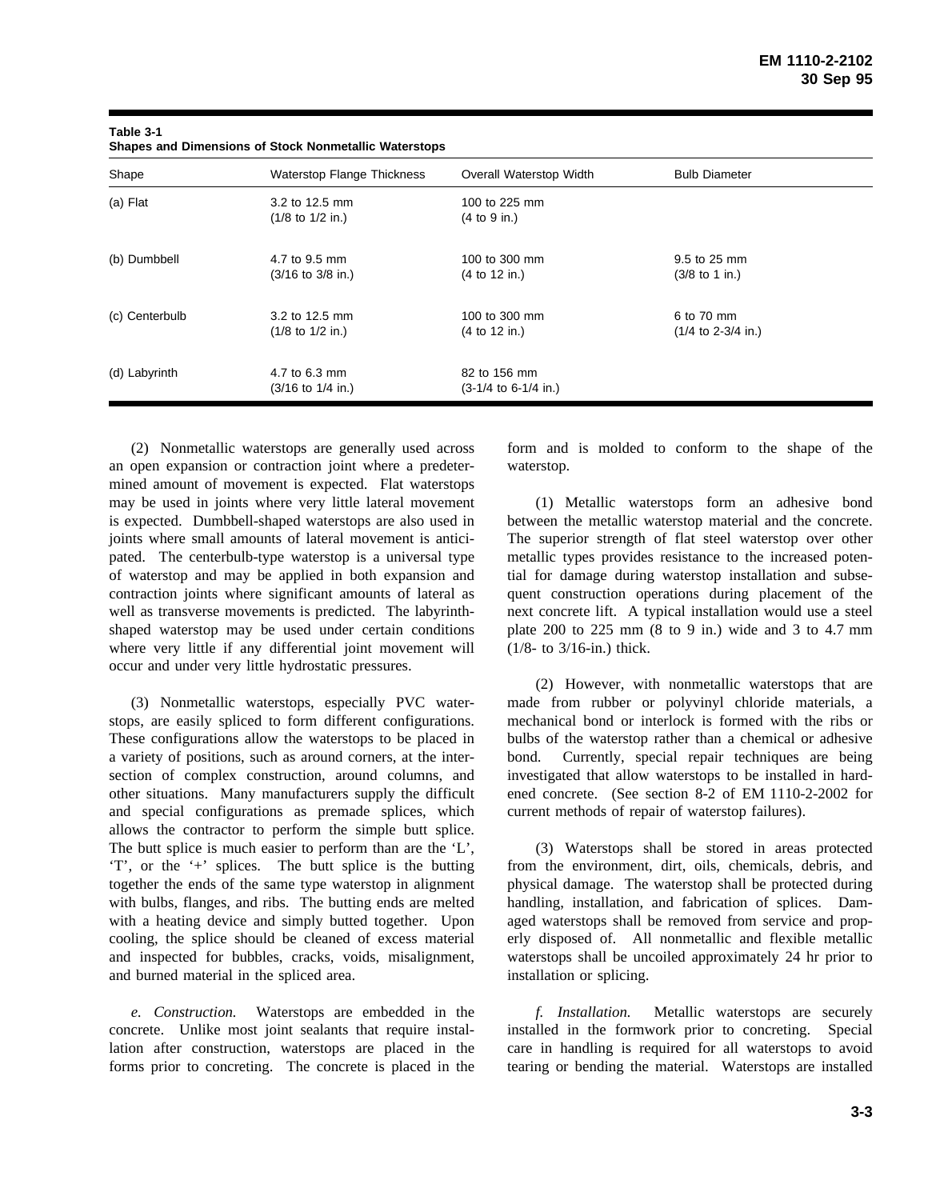**Table 3-1**
**Shapes and Dimensions of Stock Nonmetallic Waterstops**

| Shape | Waterstop Flange Thickness | Overall Waterstop Width | Bulb Diameter |
|---|---|---|---|
| (a) Flat | 3.2 to 12.5 mm (1/8 to 1/2 in.) | 100 to 225 mm (4 to 9 in.) | |
| (b) Dumbbell | 4.7 to 9.5 mm (3/16 to 3/8 in.) | 100 to 300 mm (4 to 12 in.) | 9.5 to 25 mm (3/8 to 1 in.) |
| (c) Centerbulb | 3.2 to 12.5 mm (1/8 to 1/2 in.) | 100 to 300 mm (4 to 12 in.) | 6 to 70 mm (1/4 to 2-3/4 in.) |
| (d) Labyrinth | 4.7 to 6.3 mm (3/16 to 1/4 in.) | 82 to 156 mm (3-1/4 to 6-1/4 in.) | |

(2) Nonmetallic waterstops are generally used across an open expansion or contraction joint where a predetermined amount of movement is expected. Flat waterstops may be used in joints where very little lateral movement is expected. Dumbbell-shaped waterstops are also used in joints where small amounts of lateral movement is anticipated. The centerbulb-type waterstop is a universal type of waterstop and may be applied in both expansion and contraction joints where significant amounts of lateral as well as transverse movements is predicted. The labyrinth-shaped waterstop may be used under certain conditions where very little if any differential joint movement will occur and under very little hydrostatic pressures.

(3) Nonmetallic waterstops, especially PVC waterstops, are easily spliced to form different configurations. These configurations allow the waterstops to be placed in a variety of positions, such as around corners, at the intersection of complex construction, around columns, and other situations. Many manufacturers supply the difficult and special configurations as premade splices, which allows the contractor to perform the simple butt splice. The butt splice is much easier to perform than are the 'L', 'T', or the '+' splices. The butt splice is the butting together the ends of the same type waterstop in alignment with bulbs, flanges, and ribs. The butting ends are melted with a heating device and simply butted together. Upon cooling, the splice should be cleaned of excess material and inspected for bubbles, cracks, voids, misalignment, and burned material in the spliced area.

*e. Construction.* Waterstops are embedded in the concrete. Unlike most joint sealants that require installation after construction, waterstops are placed in the forms prior to concreting. The concrete is placed in the form and is molded to conform to the shape of the waterstop.

(1) Metallic waterstops form an adhesive bond between the metallic waterstop material and the concrete. The superior strength of flat steel waterstop over other metallic types provides resistance to the increased potential for damage during waterstop installation and subsequent construction operations during placement of the next concrete lift. A typical installation would use a steel plate 200 to 225 mm (8 to 9 in.) wide and 3 to 4.7 mm (1/8- to 3/16-in.) thick.

(2) However, with nonmetallic waterstops that are made from rubber or polyvinyl chloride materials, a mechanical bond or interlock is formed with the ribs or bulbs of the waterstop rather than a chemical or adhesive bond. Currently, special repair techniques are being investigated that allow waterstops to be installed in hardened concrete. (See section 8-2 of EM 1110-2-2002 for current methods of repair of waterstop failures).

(3) Waterstops shall be stored in areas protected from the environment, dirt, oils, chemicals, debris, and physical damage. The waterstop shall be protected during handling, installation, and fabrication of splices. Damaged waterstops shall be removed from service and properly disposed of. All nonmetallic and flexible metallic waterstops shall be uncoiled approximately 24 hr prior to installation or splicing.

*f. Installation.* Metallic waterstops are securely installed in the formwork prior to concreting. Special care in handling is required for all waterstops to avoid tearing or bending the material. Waterstops are installed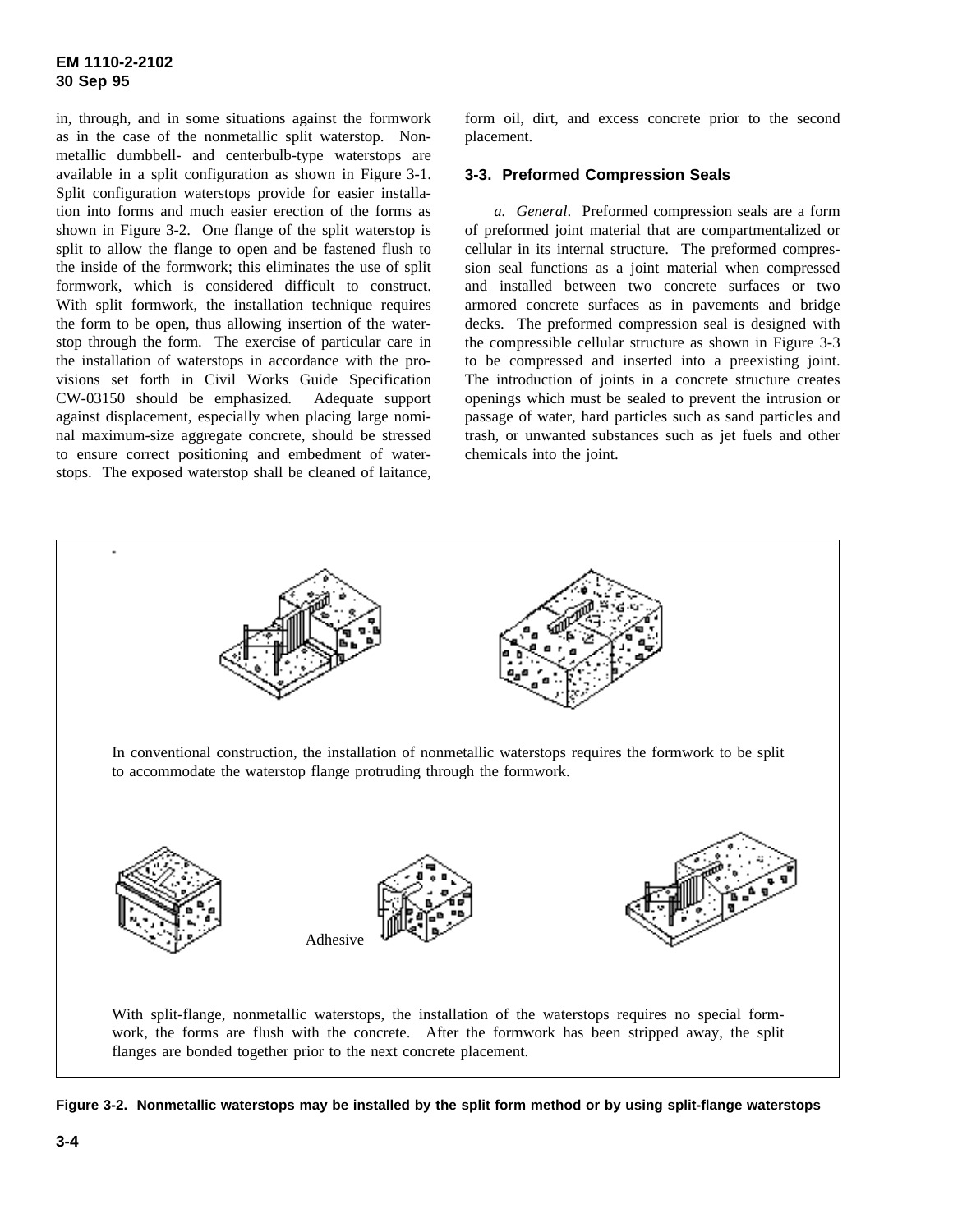in, through, and in some situations against the formwork as in the case of the nonmetallic split waterstop. Nonmetallic dumbbell- and centerbulb-type waterstops are available in a split configuration as shown in Figure 3-1. Split configuration waterstops provide for easier installation into forms and much easier erection of the forms as shown in Figure 3-2. One flange of the split waterstop is split to allow the flange to open and be fastened flush to the inside of the formwork; this eliminates the use of split formwork, which is considered difficult to construct. With split formwork, the installation technique requires the form to be open, thus allowing insertion of the waterstop through the form. The exercise of particular care in the installation of waterstops in accordance with the provisions set forth in Civil Works Guide Specification CW-03150 should be emphasized. Adequate support against displacement, especially when placing large nominal maximum-size aggregate concrete, should be stressed to ensure correct positioning and embedment of waterstops. The exposed waterstop shall be cleaned of laitance, form oil, dirt, and excess concrete prior to the second placement.

### 3-3. Preformed Compression Seals

*a. General*. Preformed compression seals are a form of preformed joint material that are compartmentalized or cellular in its internal structure. The preformed compression seal functions as a joint material when compressed and installed between two concrete surfaces or two armored concrete surfaces as in pavements and bridge decks. The preformed compression seal is designed with the compressible cellular structure as shown in Figure 3-3 to be compressed and inserted into a preexisting joint. The introduction of joints in a concrete structure creates openings which must be sealed to prevent the intrusion or passage of water, hard particles such as sand particles and trash, or unwanted substances such as jet fuels and other chemicals into the joint.

In conventional construction, the installation of nonmetallic waterstops requires the formwork to be split to accommodate the waterstop flange protruding through the formwork.

Adhesive

With split-flange, nonmetallic waterstops, the installation of the waterstops requires no special formwork, the forms are flush with the concrete. After the formwork has been stripped away, the split flanges are bonded together prior to the next concrete placement.

**Figure 3-2. Nonmetallic waterstops may be installed by the split form method or by using split-flange waterstops**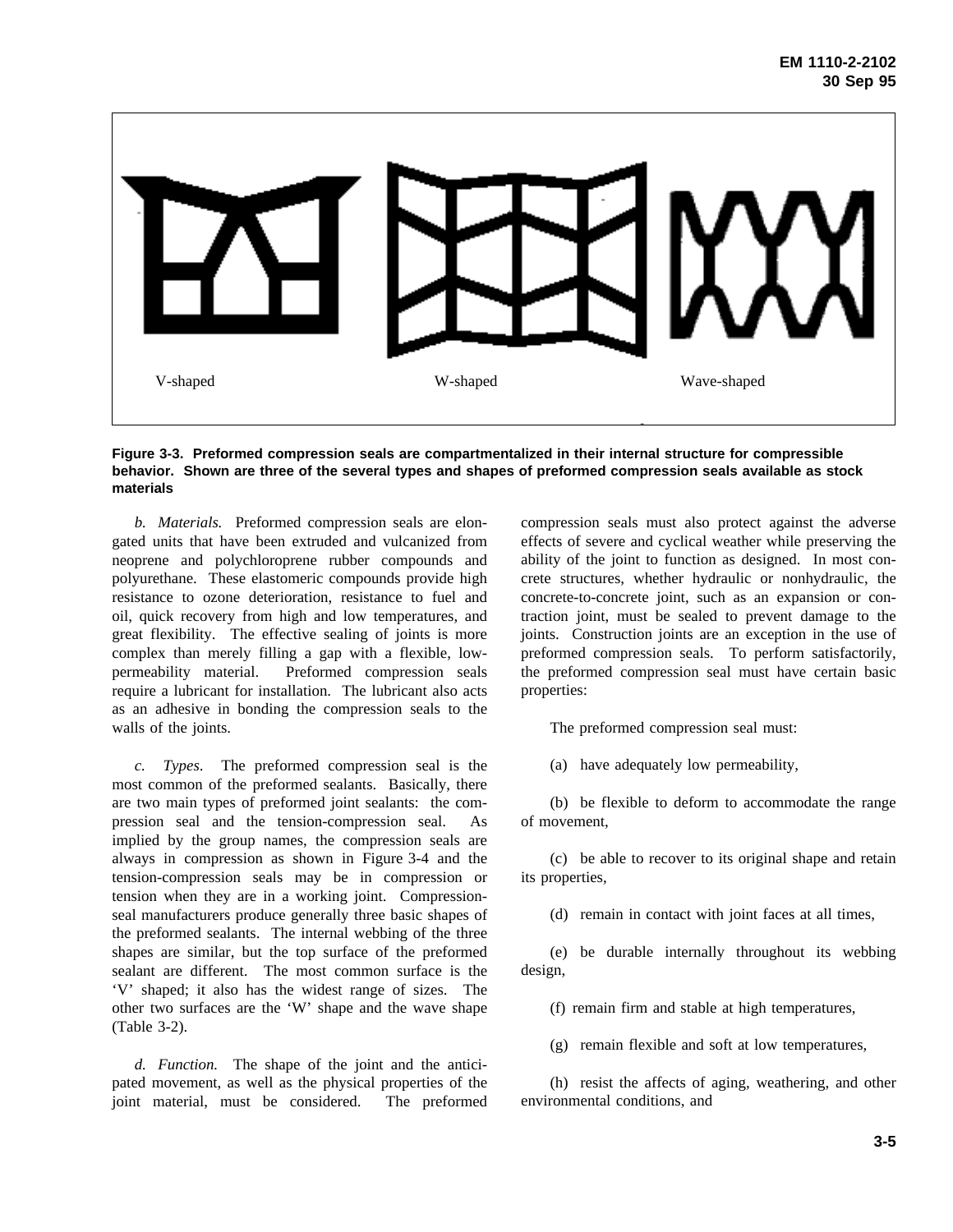V-shaped W-shaped Wave-shaped

**Figure 3-3. Preformed compression seals are compartmentalized in their internal structure for compressible behavior. Shown are three of the several types and shapes of preformed compression seals available as stock materials**

*b. Materials.* Preformed compression seals are elongated units that have been extruded and vulcanized from neoprene and polychloroprene rubber compounds and polyurethane. These elastomeric compounds provide high resistance to ozone deterioration, resistance to fuel and oil, quick recovery from high and low temperatures, and great flexibility. The effective sealing of joints is more complex than merely filling a gap with a flexible, low-permeability material. Preformed compression seals require a lubricant for installation. The lubricant also acts as an adhesive in bonding the compression seals to the walls of the joints.

*c. Types*. The preformed compression seal is the most common of the preformed sealants. Basically, there are two main types of preformed joint sealants: the compression seal and the tension-compression seal. As implied by the group names, the compression seals are always in compression as shown in Figure 3-4 and the tension-compression seals may be in compression or tension when they are in a working joint. Compression-seal manufacturers produce generally three basic shapes of the preformed sealants. The internal webbing of the three shapes are similar, but the top surface of the preformed sealant are different. The most common surface is the 'V' shaped; it also has the widest range of sizes. The other two surfaces are the 'W' shape and the wave shape (Table 3-2).

*d. Function.* The shape of the joint and the anticipated movement, as well as the physical properties of the joint material, must be considered. The preformed compression seals must also protect against the adverse effects of severe and cyclical weather while preserving the ability of the joint to function as designed. In most concrete structures, whether hydraulic or nonhydraulic, the concrete-to-concrete joint, such as an expansion or contraction joint, must be sealed to prevent damage to the joints. Construction joints are an exception in the use of preformed compression seals. To perform satisfactorily, the preformed compression seal must have certain basic properties:

The preformed compression seal must:

(a) have adequately low permeability,

(b) be flexible to deform to accommodate the range of movement,

(c) be able to recover to its original shape and retain its properties,

(d) remain in contact with joint faces at all times,

(e) be durable internally throughout its webbing design,

(f) remain firm and stable at high temperatures,

(g) remain flexible and soft at low temperatures,

(h) resist the affects of aging, weathering, and other environmental conditions, and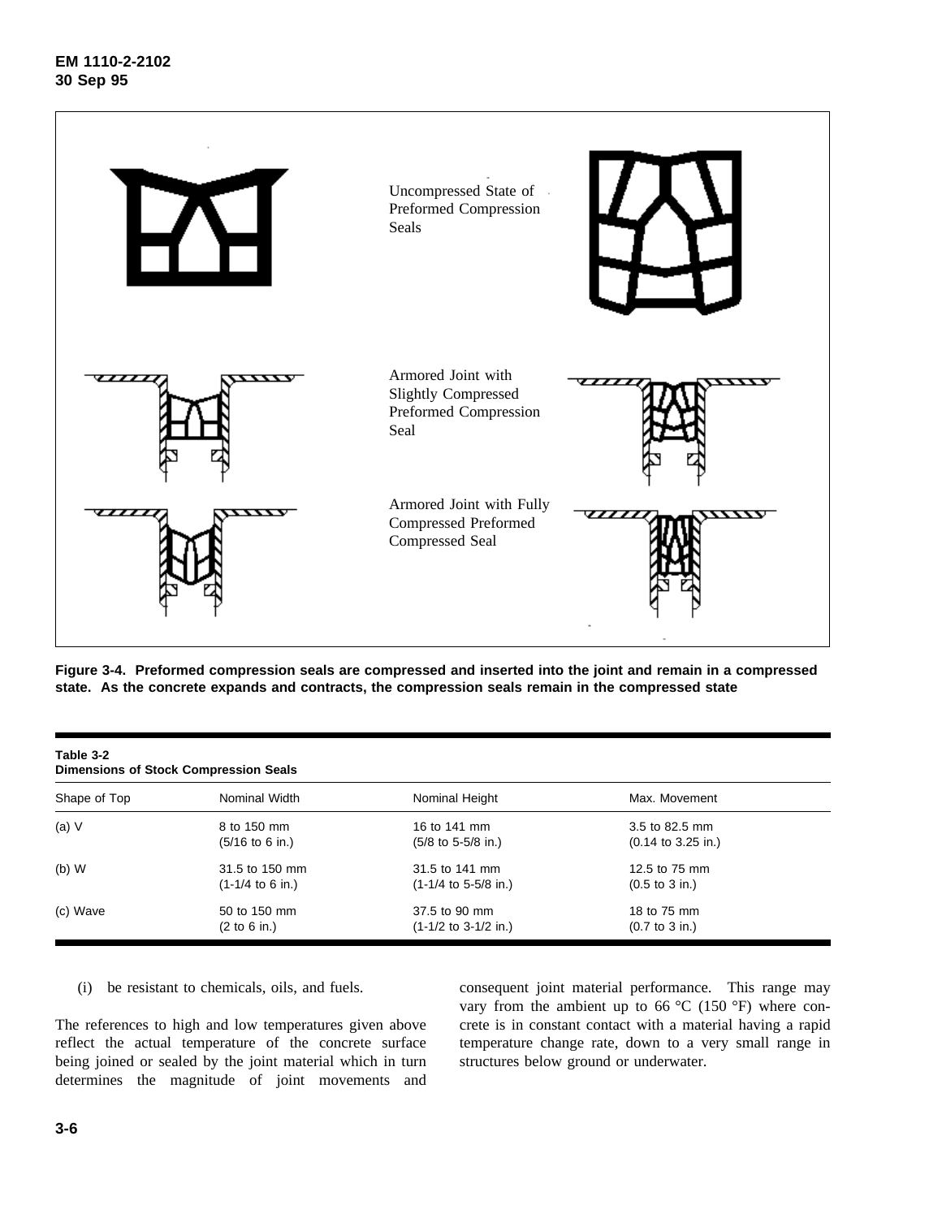Uncompressed State of Preformed Compression Seals

Armored Joint with Slightly Compressed Preformed Compression Seal

Armored Joint with Fully Compressed Preformed Compressed Seal

**Figure 3-4. Preformed compression seals are compressed and inserted into the joint and remain in a compressed state. As the concrete expands and contracts, the compression seals remain in the compressed state**

**Table 3-2**
**Dimensions of Stock Compression Seals**

| Shape of Top | Nominal Width | Nominal Height | Max. Movement |
|---|---|---|---|
| (a) V | 8 to 150 mm (5/16 to 6 in.) | 16 to 141 mm (5/8 to 5-5/8 in.) | 3.5 to 82.5 mm (0.14 to 3.25 in.) |
| (b) W | 31.5 to 150 mm (1-1/4 to 6 in.) | 31.5 to 141 mm (1-1/4 to 5-5/8 in.) | 12.5 to 75 mm (0.5 to 3 in.) |
| (c) Wave | 50 to 150 mm (2 to 6 in.) | 37.5 to 90 mm (1-1/2 to 3-1/2 in.) | 18 to 75 mm (0.7 to 3 in.) |

(i) be resistant to chemicals, oils, and fuels.

The references to high and low temperatures given above reflect the actual temperature of the concrete surface being joined or sealed by the joint material which in turn determines the magnitude of joint movements and consequent joint material performance. This range may vary from the ambient up to 66 °C (150 °F) where concrete is in constant contact with a material having a rapid temperature change rate, down to a very small range in structures below ground or underwater.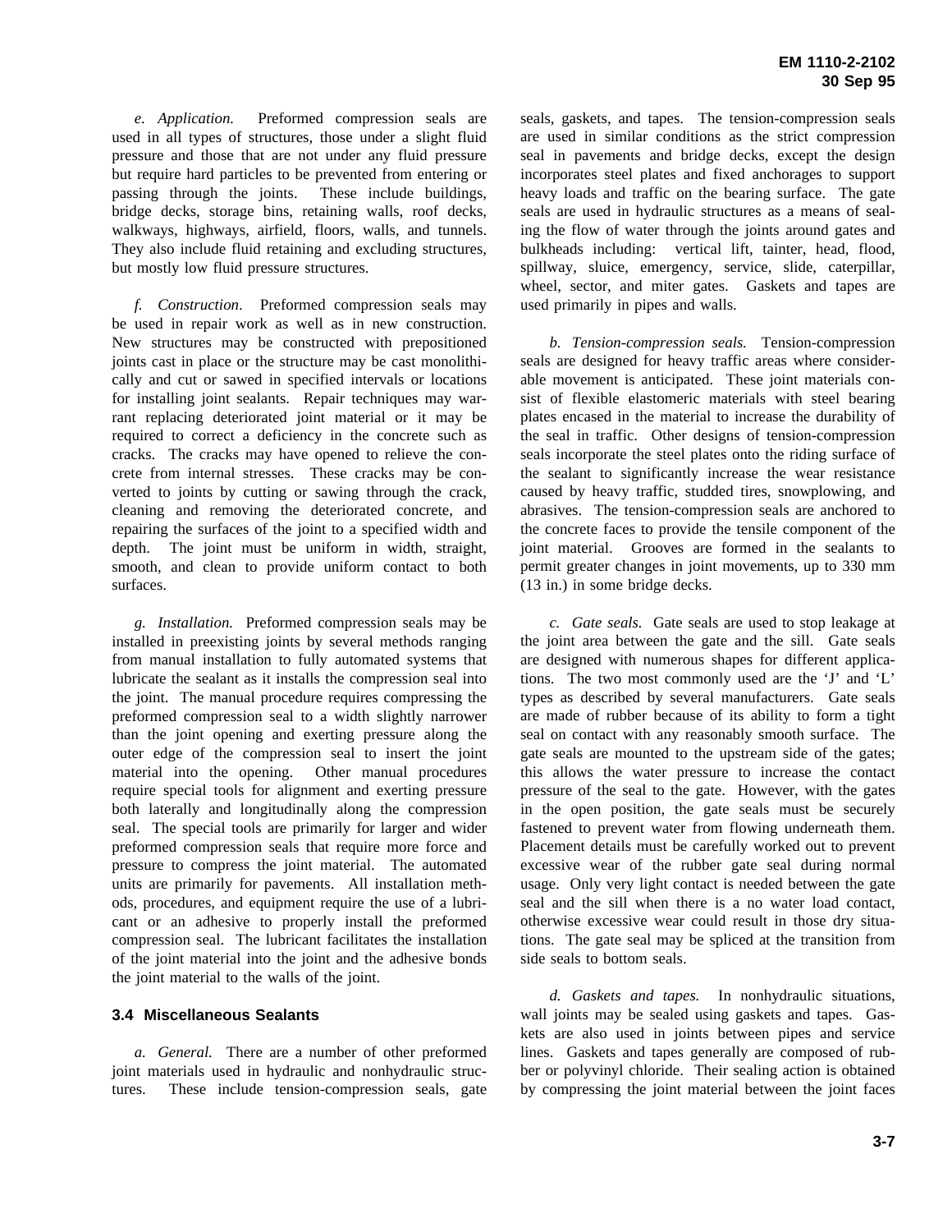*e. Application.* Preformed compression seals are used in all types of structures, those under a slight fluid pressure and those that are not under any fluid pressure but require hard particles to be prevented from entering or passing through the joints. These include buildings, bridge decks, storage bins, retaining walls, roof decks, walkways, highways, airfield, floors, walls, and tunnels. They also include fluid retaining and excluding structures, but mostly low fluid pressure structures.

*f. Construction*. Preformed compression seals may be used in repair work as well as in new construction. New structures may be constructed with prepositioned joints cast in place or the structure may be cast monolithically and cut or sawed in specified intervals or locations for installing joint sealants. Repair techniques may warrant replacing deteriorated joint material or it may be required to correct a deficiency in the concrete such as cracks. The cracks may have opened to relieve the concrete from internal stresses. These cracks may be converted to joints by cutting or sawing through the crack, cleaning and removing the deteriorated concrete, and repairing the surfaces of the joint to a specified width and depth. The joint must be uniform in width, straight, smooth, and clean to provide uniform contact to both surfaces.

*g. Installation.* Preformed compression seals may be installed in preexisting joints by several methods ranging from manual installation to fully automated systems that lubricate the sealant as it installs the compression seal into the joint. The manual procedure requires compressing the preformed compression seal to a width slightly narrower than the joint opening and exerting pressure along the outer edge of the compression seal to insert the joint material into the opening. Other manual procedures require special tools for alignment and exerting pressure both laterally and longitudinally along the compression seal. The special tools are primarily for larger and wider preformed compression seals that require more force and pressure to compress the joint material. The automated units are primarily for pavements. All installation methods, procedures, and equipment require the use of a lubricant or an adhesive to properly install the preformed compression seal. The lubricant facilitates the installation of the joint material into the joint and the adhesive bonds the joint material to the walls of the joint.

## 3.4 Miscellaneous Sealants

*a. General.* There are a number of other preformed joint materials used in hydraulic and nonhydraulic structures. These include tension-compression seals, gate seals, gaskets, and tapes. The tension-compression seals are used in similar conditions as the strict compression seal in pavements and bridge decks, except the design incorporates steel plates and fixed anchorages to support heavy loads and traffic on the bearing surface. The gate seals are used in hydraulic structures as a means of sealing the flow of water through the joints around gates and bulkheads including: vertical lift, tainter, head, flood, spillway, sluice, emergency, service, slide, caterpillar, wheel, sector, and miter gates. Gaskets and tapes are used primarily in pipes and walls.

*b. Tension-compression seals.* Tension-compression seals are designed for heavy traffic areas where considerable movement is anticipated. These joint materials consist of flexible elastomeric materials with steel bearing plates encased in the material to increase the durability of the seal in traffic. Other designs of tension-compression seals incorporate the steel plates onto the riding surface of the sealant to significantly increase the wear resistance caused by heavy traffic, studded tires, snowplowing, and abrasives. The tension-compression seals are anchored to the concrete faces to provide the tensile component of the joint material. Grooves are formed in the sealants to permit greater changes in joint movements, up to 330 mm (13 in.) in some bridge decks.

*c. Gate seals.* Gate seals are used to stop leakage at the joint area between the gate and the sill. Gate seals are designed with numerous shapes for different applications. The two most commonly used are the ‘J’ and ‘L’ types as described by several manufacturers. Gate seals are made of rubber because of its ability to form a tight seal on contact with any reasonably smooth surface. The gate seals are mounted to the upstream side of the gates; this allows the water pressure to increase the contact pressure of the seal to the gate. However, with the gates in the open position, the gate seals must be securely fastened to prevent water from flowing underneath them. Placement details must be carefully worked out to prevent excessive wear of the rubber gate seal during normal usage. Only very light contact is needed between the gate seal and the sill when there is a no water load contact, otherwise excessive wear could result in those dry situations. The gate seal may be spliced at the transition from side seals to bottom seals.

*d. Gaskets and tapes.* In nonhydraulic situations, wall joints may be sealed using gaskets and tapes. Gaskets are also used in joints between pipes and service lines. Gaskets and tapes generally are composed of rubber or polyvinyl chloride. Their sealing action is obtained by compressing the joint material between the joint faces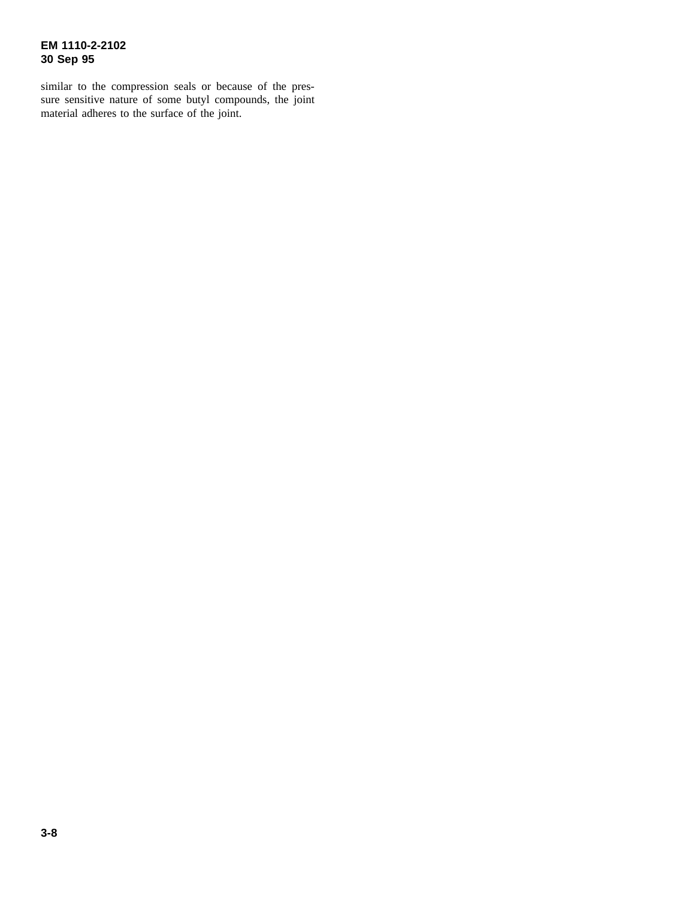similar to the compression seals or because of the pressure sensitive nature of some butyl compounds, the joint material adheres to the surface of the joint.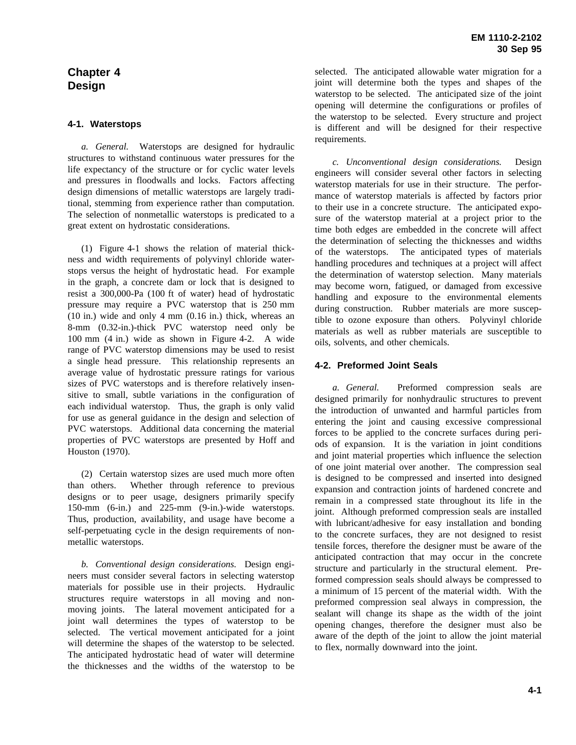# Chapter 4
# Design

### 4-1. Waterstops

*a. General.* Waterstops are designed for hydraulic structures to withstand continuous water pressures for the life expectancy of the structure or for cyclic water levels and pressures in floodwalls and locks. Factors affecting design dimensions of metallic waterstops are largely traditional, stemming from experience rather than computation. The selection of nonmetallic waterstops is predicated to a great extent on hydrostatic considerations.

(1) Figure 4-1 shows the relation of material thickness and width requirements of polyvinyl chloride waterstops versus the height of hydrostatic head. For example in the graph, a concrete dam or lock that is designed to resist a 300,000-Pa (100 ft of water) head of hydrostatic pressure may require a PVC waterstop that is 250 mm (10 in.) wide and only 4 mm (0.16 in.) thick, whereas an 8-mm (0.32-in.)-thick PVC waterstop need only be 100 mm (4 in.) wide as shown in Figure 4-2. A wide range of PVC waterstop dimensions may be used to resist a single head pressure. This relationship represents an average value of hydrostatic pressure ratings for various sizes of PVC waterstops and is therefore relatively insensitive to small, subtle variations in the configuration of each individual waterstop. Thus, the graph is only valid for use as general guidance in the design and selection of PVC waterstops. Additional data concerning the material properties of PVC waterstops are presented by Hoff and Houston (1970).

(2) Certain waterstop sizes are used much more often than others. Whether through reference to previous designs or to peer usage, designers primarily specify 150-mm (6-in.) and 225-mm (9-in.)-wide waterstops. Thus, production, availability, and usage have become a self-perpetuating cycle in the design requirements of nonmetallic waterstops.

*b. Conventional design considerations.* Design engineers must consider several factors in selecting waterstop materials for possible use in their projects. Hydraulic structures require waterstops in all moving and nonmoving joints. The lateral movement anticipated for a joint wall determines the types of waterstop to be selected. The vertical movement anticipated for a joint will determine the shapes of the waterstop to be selected. The anticipated hydrostatic head of water will determine the thicknesses and the widths of the waterstop to be selected. The anticipated allowable water migration for a joint will determine both the types and shapes of the waterstop to be selected. The anticipated size of the joint opening will determine the configurations or profiles of the waterstop to be selected. Every structure and project is different and will be designed for their respective requirements.

*c. Unconventional design considerations.* Design engineers will consider several other factors in selecting waterstop materials for use in their structure. The performance of waterstop materials is affected by factors prior to their use in a concrete structure. The anticipated exposure of the waterstop material at a project prior to the time both edges are embedded in the concrete will affect the determination of selecting the thicknesses and widths of the waterstops. The anticipated types of materials handling procedures and techniques at a project will affect the determination of waterstop selection. Many materials may become worn, fatigued, or damaged from excessive handling and exposure to the environmental elements during construction. Rubber materials are more susceptible to ozone exposure than others. Polyvinyl chloride materials as well as rubber materials are susceptible to oils, solvents, and other chemicals.

### 4-2. Preformed Joint Seals

*a. General.* Preformed compression seals are designed primarily for nonhydraulic structures to prevent the introduction of unwanted and harmful particles from entering the joint and causing excessive compressional forces to be applied to the concrete surfaces during periods of expansion. It is the variation in joint conditions and joint material properties which influence the selection of one joint material over another. The compression seal is designed to be compressed and inserted into designed expansion and contraction joints of hardened concrete and remain in a compressed state throughout its life in the joint. Although preformed compression seals are installed with lubricant/adhesive for easy installation and bonding to the concrete surfaces, they are not designed to resist tensile forces, therefore the designer must be aware of the anticipated contraction that may occur in the concrete structure and particularly in the structural element. Preformed compression seals should always be compressed to a minimum of 15 percent of the material width. With the preformed compression seal always in compression, the sealant will change its shape as the width of the joint opening changes, therefore the designer must also be aware of the depth of the joint to allow the joint material to flex, normally downward into the joint.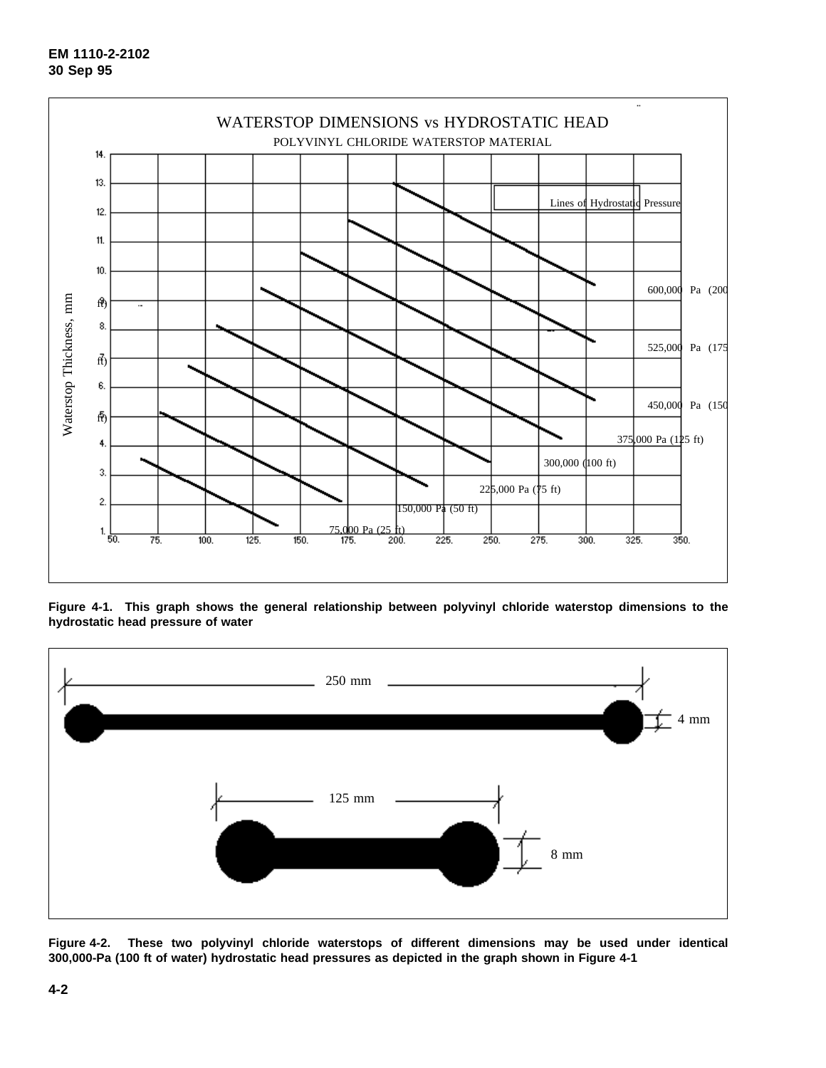WATERSTOP DIMENSIONS vs HYDROSTATIC HEAD

POLYVINYL CHLORIDE WATERSTOP MATERIAL

Lines of Hydrostatic Pressure

Waterstop Thickness, mm

600,000 Pa (200 ft)

525,000 Pa (175 ft)

450,000 Pa (150 ft)

375,000 Pa (125 ft)

300,000 (100 ft)

225,000 Pa (75 ft)

150,000 Pa (50 ft)

75,000 Pa (25 ft)

**Figure 4-1. This graph shows the general relationship between polyvinyl chloride waterstop dimensions to the hydrostatic head pressure of water**

250 mm

4 mm

125 mm

8 mm

**Figure 4-2. These two polyvinyl chloride waterstops of different dimensions may be used under identical 300,000-Pa (100 ft of water) hydrostatic head pressures as depicted in the graph shown in Figure 4-1**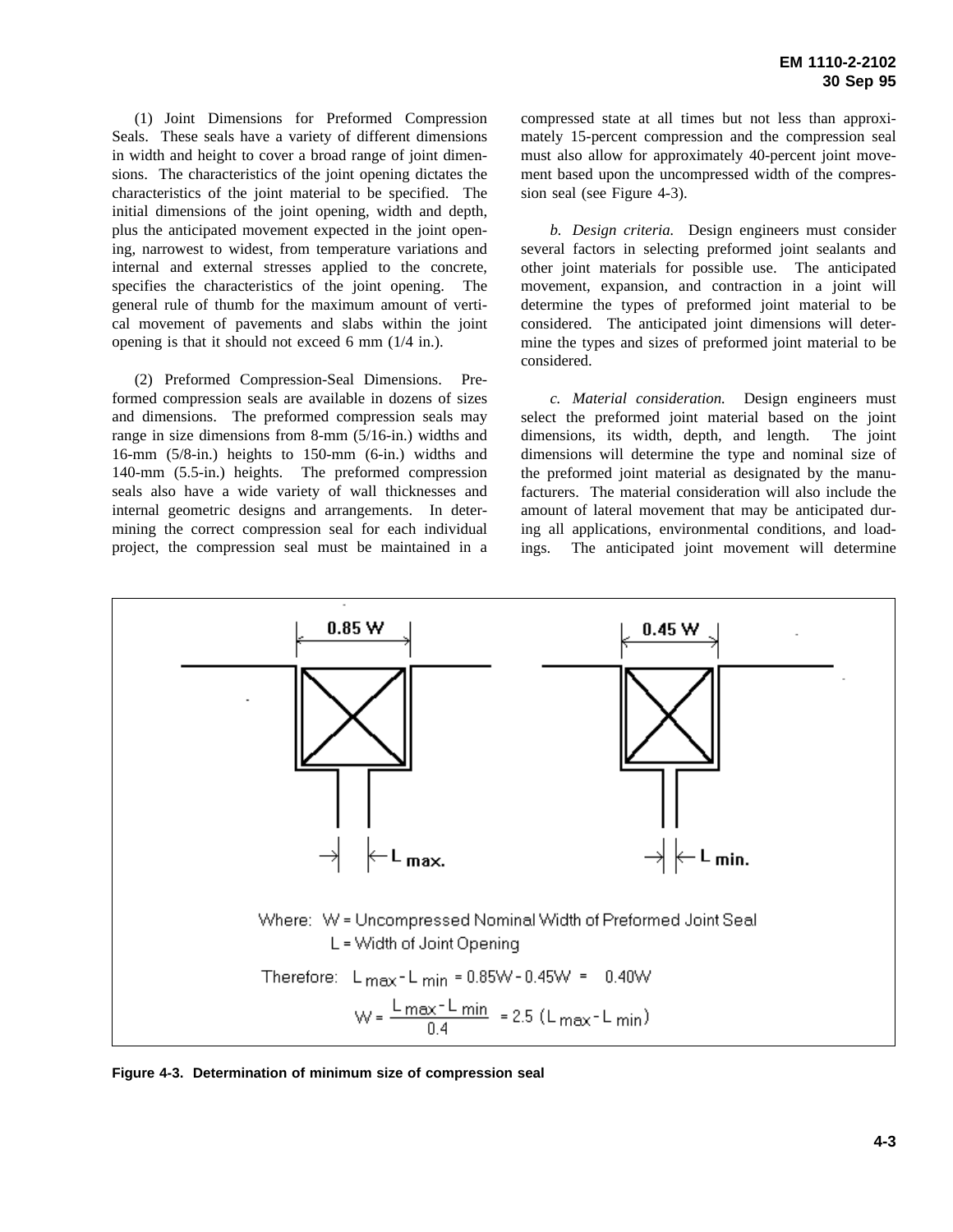(1) Joint Dimensions for Preformed Compression Seals. These seals have a variety of different dimensions in width and height to cover a broad range of joint dimensions. The characteristics of the joint opening dictates the characteristics of the joint material to be specified. The initial dimensions of the joint opening, width and depth, plus the anticipated movement expected in the joint opening, narrowest to widest, from temperature variations and internal and external stresses applied to the concrete, specifies the characteristics of the joint opening. The general rule of thumb for the maximum amount of vertical movement of pavements and slabs within the joint opening is that it should not exceed 6 mm (1/4 in.).

(2) Preformed Compression-Seal Dimensions. Preformed compression seals are available in dozens of sizes and dimensions. The preformed compression seals may range in size dimensions from 8-mm (5/16-in.) widths and 16-mm (5/8-in.) heights to 150-mm (6-in.) widths and 140-mm (5.5-in.) heights. The preformed compression seals also have a wide variety of wall thicknesses and internal geometric designs and arrangements. In determining the correct compression seal for each individual project, the compression seal must be maintained in a compressed state at all times but not less than approximately 15-percent compression and the compression seal must also allow for approximately 40-percent joint movement based upon the uncompressed width of the compression seal (see Figure 4-3).

*b. Design criteria.* Design engineers must consider several factors in selecting preformed joint sealants and other joint materials for possible use. The anticipated movement, expansion, and contraction in a joint will determine the types of preformed joint material to be considered. The anticipated joint dimensions will determine the types and sizes of preformed joint material to be considered.

*c. Material consideration.* Design engineers must select the preformed joint material based on the joint dimensions, its width, depth, and length. The joint dimensions will determine the type and nominal size of the preformed joint material as designated by the manufacturers. The material consideration will also include the amount of lateral movement that may be anticipated during all applications, environmental conditions, and loadings. The anticipated joint movement will determine

0.85 W    0.45 W

$L_{max.}$    $L_{min.}$

Where: W = Uncompressed Nominal Width of Preformed Joint Seal
L = Width of Joint Opening

Therefore: $L_{max} - L_{min} = 0.85W - 0.45W = 0.40W$

$$W = \frac{L_{max} - L_{min}}{0.4} = 2.5\,(L_{max} - L_{min})$$

**Figure 4-3. Determination of minimum size of compression seal**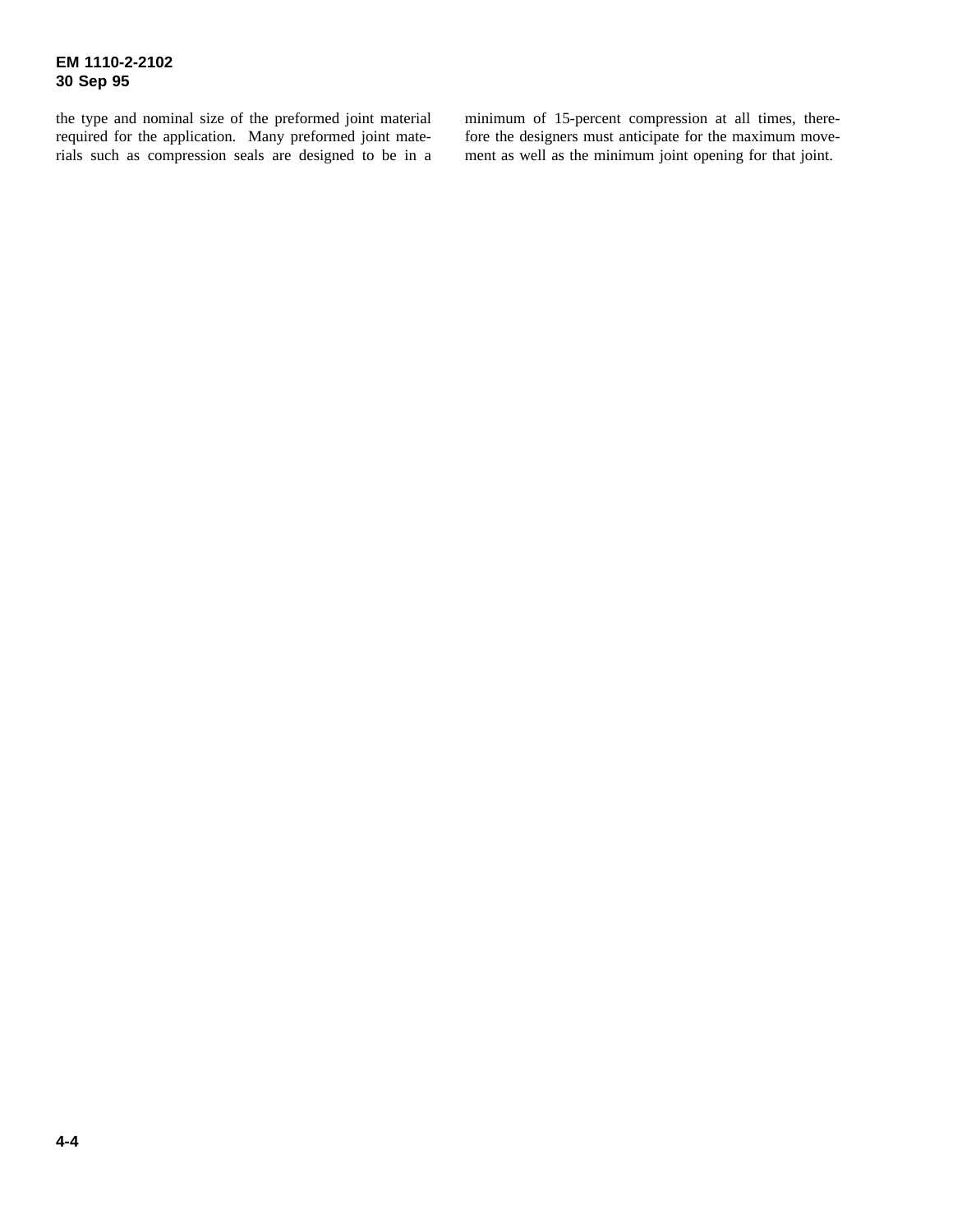the type and nominal size of the preformed joint material required for the application. Many preformed joint materials such as compression seals are designed to be in a minimum of 15-percent compression at all times, therefore the designers must anticipate for the maximum movement as well as the minimum joint opening for that joint.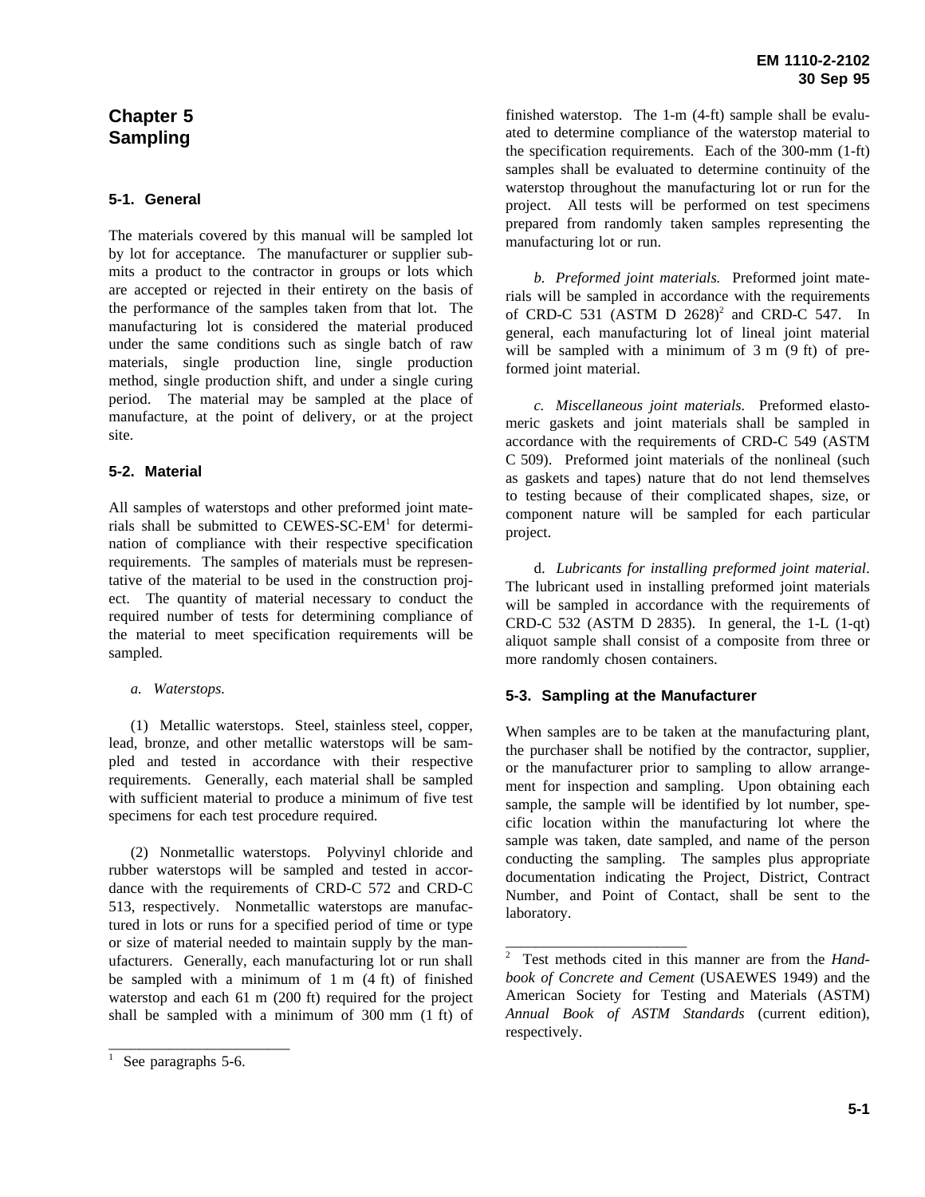# Chapter 5 Sampling

## 5-1. General

The materials covered by this manual will be sampled lot by lot for acceptance. The manufacturer or supplier submits a product to the contractor in groups or lots which are accepted or rejected in their entirety on the basis of the performance of the samples taken from that lot. The manufacturing lot is considered the material produced under the same conditions such as single batch of raw materials, single production line, single production method, single production shift, and under a single curing period. The material may be sampled at the place of manufacture, at the point of delivery, or at the project site.

## 5-2. Material

All samples of waterstops and other preformed joint materials shall be submitted to CEWES-SC-EM[1] for determination of compliance with their respective specification requirements. The samples of materials must be representative of the material to be used in the construction project. The quantity of material necessary to conduct the required number of tests for determining compliance of the material to meet specification requirements will be sampled.

*a. Waterstops.*

(1) Metallic waterstops. Steel, stainless steel, copper, lead, bronze, and other metallic waterstops will be sampled and tested in accordance with their respective requirements. Generally, each material shall be sampled with sufficient material to produce a minimum of five test specimens for each test procedure required.

(2) Nonmetallic waterstops. Polyvinyl chloride and rubber waterstops will be sampled and tested in accordance with the requirements of CRD-C 572 and CRD-C 513, respectively. Nonmetallic waterstops are manufactured in lots or runs for a specified period of time or type or size of material needed to maintain supply by the manufacturers. Generally, each manufacturing lot or run shall be sampled with a minimum of 1 m (4 ft) of finished waterstop and each 61 m (200 ft) required for the project shall be sampled with a minimum of 300 mm (1 ft) of finished waterstop. The 1-m (4-ft) sample shall be evaluated to determine compliance of the waterstop material to the specification requirements. Each of the 300-mm (1-ft) samples shall be evaluated to determine continuity of the waterstop throughout the manufacturing lot or run for the project. All tests will be performed on test specimens prepared from randomly taken samples representing the manufacturing lot or run.

*b. Preformed joint materials.* Preformed joint materials will be sampled in accordance with the requirements of CRD-C 531 (ASTM D 2628)[2] and CRD-C 547. In general, each manufacturing lot of lineal joint material will be sampled with a minimum of 3 m (9 ft) of preformed joint material.

*c. Miscellaneous joint materials.* Preformed elastomeric gaskets and joint materials shall be sampled in accordance with the requirements of CRD-C 549 (ASTM C 509). Preformed joint materials of the nonlineal (such as gaskets and tapes) nature that do not lend themselves to testing because of their complicated shapes, size, or component nature will be sampled for each particular project.

d. *Lubricants for installing preformed joint material*. The lubricant used in installing preformed joint materials will be sampled in accordance with the requirements of CRD-C 532 (ASTM D 2835). In general, the 1-L (1-qt) aliquot sample shall consist of a composite from three or more randomly chosen containers.

## 5-3. Sampling at the Manufacturer

When samples are to be taken at the manufacturing plant, the purchaser shall be notified by the contractor, supplier, or the manufacturer prior to sampling to allow arrangement for inspection and sampling. Upon obtaining each sample, the sample will be identified by lot number, specific location within the manufacturing lot where the sample was taken, date sampled, and name of the person conducting the sampling. The samples plus appropriate documentation indicating the Project, District, Contract Number, and Point of Contact, shall be sent to the laboratory.

---

[1] See paragraphs 5-6.

[2] Test methods cited in this manner are from the *Handbook of Concrete and Cement* (USAEWES 1949) and the American Society for Testing and Materials (ASTM) *Annual Book of ASTM Standards* (current edition), respectively.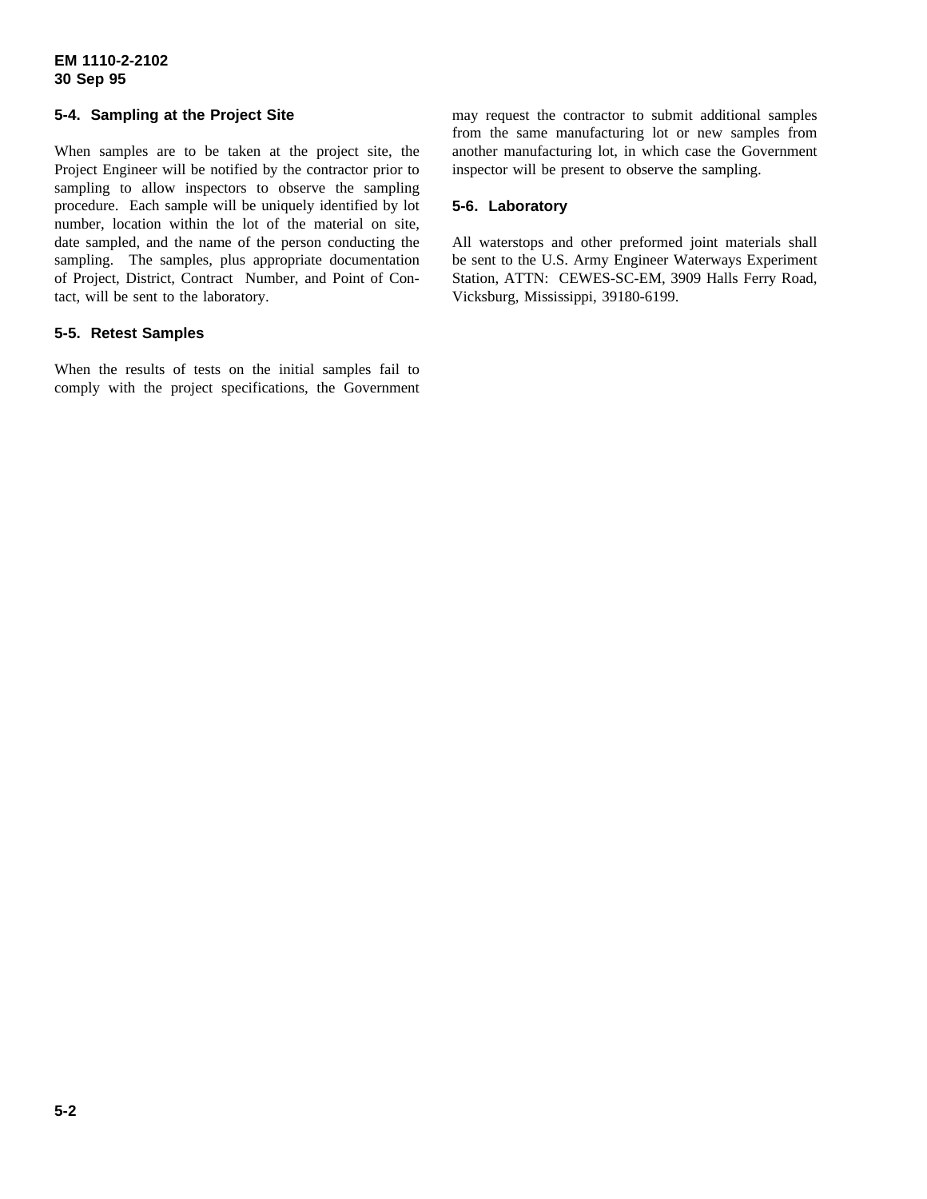### 5-4. Sampling at the Project Site

When samples are to be taken at the project site, the Project Engineer will be notified by the contractor prior to sampling to allow inspectors to observe the sampling procedure. Each sample will be uniquely identified by lot number, location within the lot of the material on site, date sampled, and the name of the person conducting the sampling. The samples, plus appropriate documentation of Project, District, Contract Number, and Point of Contact, will be sent to the laboratory.

### 5-5. Retest Samples

When the results of tests on the initial samples fail to comply with the project specifications, the Government may request the contractor to submit additional samples from the same manufacturing lot or new samples from another manufacturing lot, in which case the Government inspector will be present to observe the sampling.

### 5-6. Laboratory

All waterstops and other preformed joint materials shall be sent to the U.S. Army Engineer Waterways Experiment Station, ATTN: CEWES-SC-EM, 3909 Halls Ferry Road, Vicksburg, Mississippi, 39180-6199.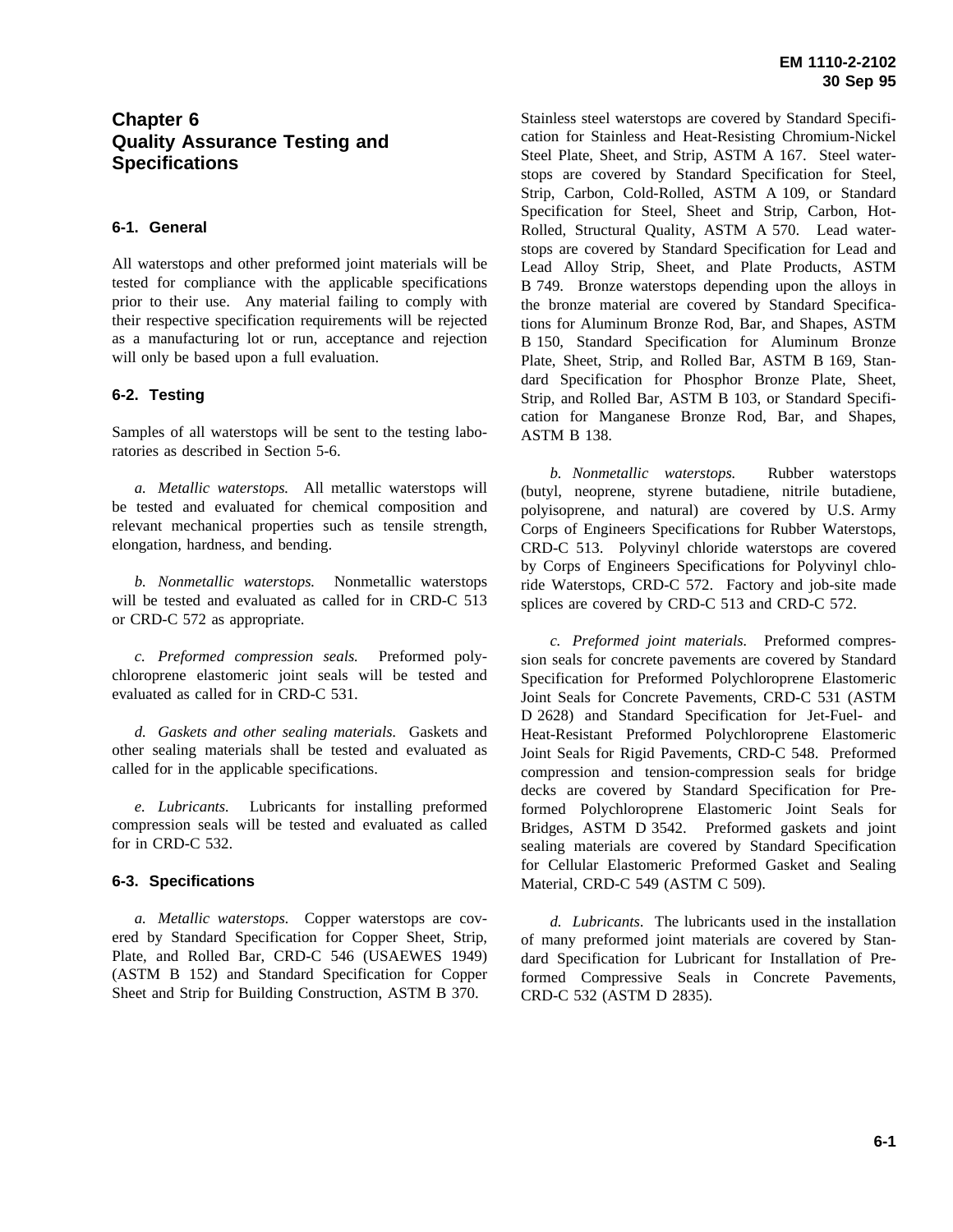# Chapter 6 Quality Assurance Testing and Specifications

## 6-1. General

All waterstops and other preformed joint materials will be tested for compliance with the applicable specifications prior to their use. Any material failing to comply with their respective specification requirements will be rejected as a manufacturing lot or run, acceptance and rejection will only be based upon a full evaluation.

## 6-2. Testing

Samples of all waterstops will be sent to the testing laboratories as described in Section 5-6.

*a. Metallic waterstops.* All metallic waterstops will be tested and evaluated for chemical composition and relevant mechanical properties such as tensile strength, elongation, hardness, and bending.

*b. Nonmetallic waterstops.* Nonmetallic waterstops will be tested and evaluated as called for in CRD-C 513 or CRD-C 572 as appropriate.

*c. Preformed compression seals.* Preformed polychloroprene elastomeric joint seals will be tested and evaluated as called for in CRD-C 531.

*d. Gaskets and other sealing materials.* Gaskets and other sealing materials shall be tested and evaluated as called for in the applicable specifications.

*e. Lubricants.* Lubricants for installing preformed compression seals will be tested and evaluated as called for in CRD-C 532.

## 6-3. Specifications

*a. Metallic waterstops.* Copper waterstops are covered by Standard Specification for Copper Sheet, Strip, Plate, and Rolled Bar, CRD-C 546 (USAEWES 1949) (ASTM B 152) and Standard Specification for Copper Sheet and Strip for Building Construction, ASTM B 370. Stainless steel waterstops are covered by Standard Specification for Stainless and Heat-Resisting Chromium-Nickel Steel Plate, Sheet, and Strip, ASTM A 167. Steel waterstops are covered by Standard Specification for Steel, Strip, Carbon, Cold-Rolled, ASTM A 109, or Standard Specification for Steel, Sheet and Strip, Carbon, Hot-Rolled, Structural Quality, ASTM A 570. Lead waterstops are covered by Standard Specification for Lead and Lead Alloy Strip, Sheet, and Plate Products, ASTM B 749. Bronze waterstops depending upon the alloys in the bronze material are covered by Standard Specifications for Aluminum Bronze Rod, Bar, and Shapes, ASTM B 150, Standard Specification for Aluminum Bronze Plate, Sheet, Strip, and Rolled Bar, ASTM B 169, Standard Specification for Phosphor Bronze Plate, Sheet, Strip, and Rolled Bar, ASTM B 103, or Standard Specification for Manganese Bronze Rod, Bar, and Shapes, ASTM B 138.

*b. Nonmetallic waterstops.* Rubber waterstops (butyl, neoprene, styrene butadiene, nitrile butadiene, polyisoprene, and natural) are covered by U.S. Army Corps of Engineers Specifications for Rubber Waterstops, CRD-C 513. Polyvinyl chloride waterstops are covered by Corps of Engineers Specifications for Polyvinyl chloride Waterstops, CRD-C 572. Factory and job-site made splices are covered by CRD-C 513 and CRD-C 572.

*c. Preformed joint materials.* Preformed compression seals for concrete pavements are covered by Standard Specification for Preformed Polychloroprene Elastomeric Joint Seals for Concrete Pavements, CRD-C 531 (ASTM D 2628) and Standard Specification for Jet-Fuel- and Heat-Resistant Preformed Polychloroprene Elastomeric Joint Seals for Rigid Pavements, CRD-C 548. Preformed compression and tension-compression seals for bridge decks are covered by Standard Specification for Preformed Polychloroprene Elastomeric Joint Seals for Bridges, ASTM D 3542. Preformed gaskets and joint sealing materials are covered by Standard Specification for Cellular Elastomeric Preformed Gasket and Sealing Material, CRD-C 549 (ASTM C 509).

*d. Lubricants.* The lubricants used in the installation of many preformed joint materials are covered by Standard Specification for Lubricant for Installation of Preformed Compressive Seals in Concrete Pavements, CRD-C 532 (ASTM D 2835).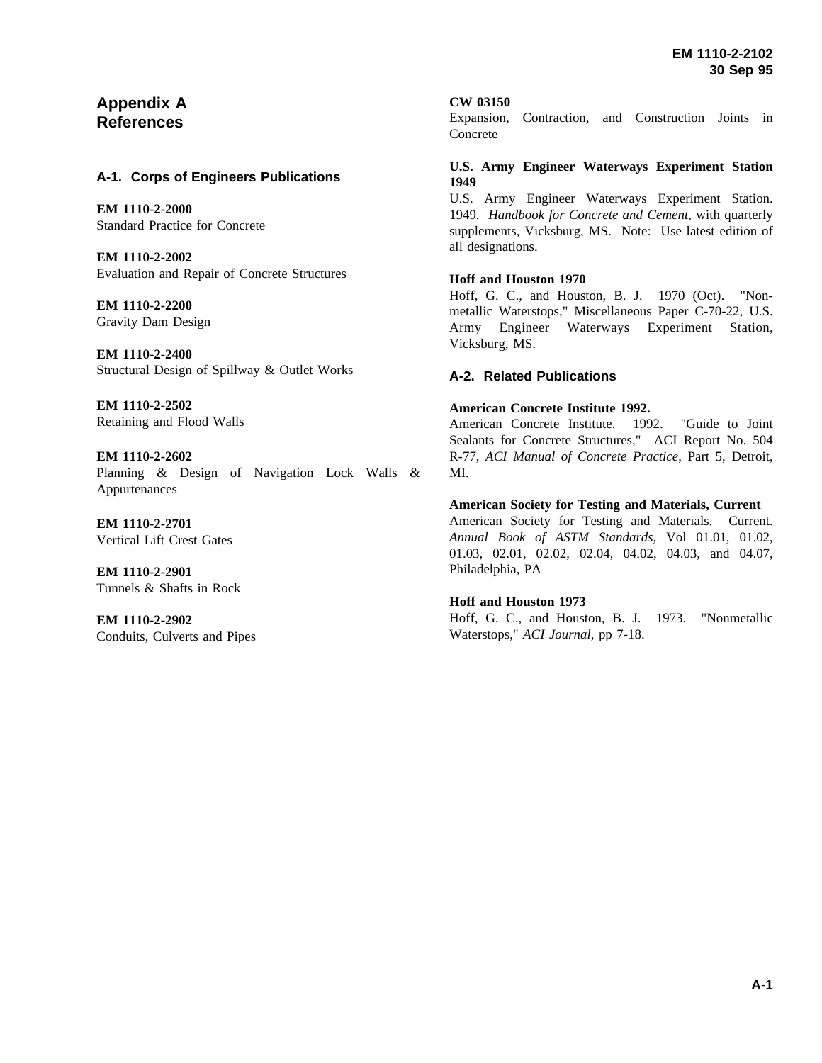# Appendix A
# References

## A-1. Corps of Engineers Publications

**EM 1110-2-2000**
Standard Practice for Concrete

**EM 1110-2-2002**
Evaluation and Repair of Concrete Structures

**EM 1110-2-2200**
Gravity Dam Design

**EM 1110-2-2400**
Structural Design of Spillway & Outlet Works

**EM 1110-2-2502**
Retaining and Flood Walls

**EM 1110-2-2602**
Planning & Design of Navigation Lock Walls & Appurtenances

**EM 1110-2-2701**
Vertical Lift Crest Gates

**EM 1110-2-2901**
Tunnels & Shafts in Rock

**EM 1110-2-2902**
Conduits, Culverts and Pipes

**CW 03150**
Expansion, Contraction, and Construction Joints in Concrete

**U.S. Army Engineer Waterways Experiment Station 1949**
U.S. Army Engineer Waterways Experiment Station. 1949. *Handbook for Concrete and Cement*, with quarterly supplements, Vicksburg, MS. Note: Use latest edition of all designations.

**Hoff and Houston 1970**
Hoff, G. C., and Houston, B. J. 1970 (Oct). "Non-metallic Waterstops," Miscellaneous Paper C-70-22, U.S. Army Engineer Waterways Experiment Station, Vicksburg, MS.

## A-2. Related Publications

**American Concrete Institute 1992.**
American Concrete Institute. 1992. "Guide to Joint Sealants for Concrete Structures," ACI Report No. 504 R-77, *ACI Manual of Concrete Practice*, Part 5, Detroit, MI.

**American Society for Testing and Materials, Current**
American Society for Testing and Materials. Current. *Annual Book of ASTM Standards*, Vol 01.01, 01.02, 01.03, 02.01, 02.02, 02.04, 04.02, 04.03, and 04.07, Philadelphia, PA

**Hoff and Houston 1973**
Hoff, G. C., and Houston, B. J. 1973. "Nonmetallic Waterstops," *ACI Journal*, pp 7-18.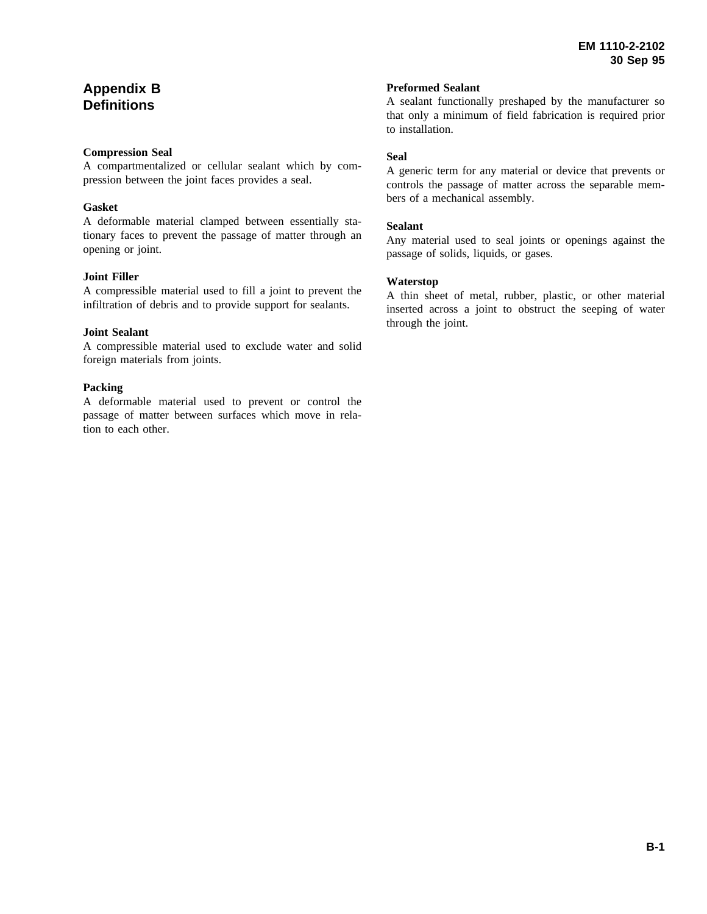# Appendix B
# Definitions

**Compression Seal**
A compartmentalized or cellular sealant which by compression between the joint faces provides a seal.

**Gasket**
A deformable material clamped between essentially stationary faces to prevent the passage of matter through an opening or joint.

**Joint Filler**
A compressible material used to fill a joint to prevent the infiltration of debris and to provide support for sealants.

**Joint Sealant**
A compressible material used to exclude water and solid foreign materials from joints.

**Packing**
A deformable material used to prevent or control the passage of matter between surfaces which move in relation to each other.

**Preformed Sealant**
A sealant functionally preshaped by the manufacturer so that only a minimum of field fabrication is required prior to installation.

**Seal**
A generic term for any material or device that prevents or controls the passage of matter across the separable members of a mechanical assembly.

**Sealant**
Any material used to seal joints or openings against the passage of solids, liquids, or gases.

**Waterstop**
A thin sheet of metal, rubber, plastic, or other material inserted across a joint to obstruct the seeping of water through the joint.